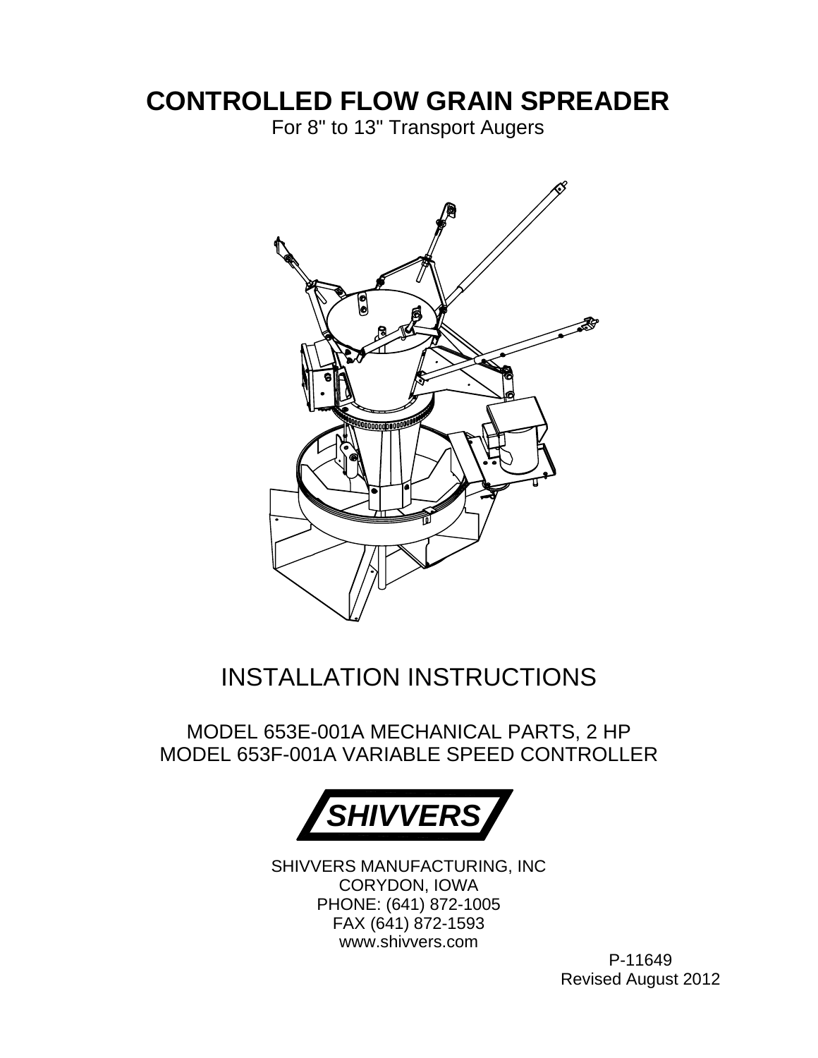# CONTROLLED FLOW GRAIN SPREADER

For 8" to 13" Transport Augers

## INSTALLATION INSTRUCTIONS

MODEL 653E-001A MECHANICAL PARTS, 2 HP
MODEL 653F-001A VARIABLE SPEED CONTROLLER

SHIVVERS

SHIVVERS MANUFACTURING, INC
CORYDON, IOWA
PHONE: (641) 872-1005
FAX (641) 872-1593
www.shivvers.com

P-11649
Revised August 2012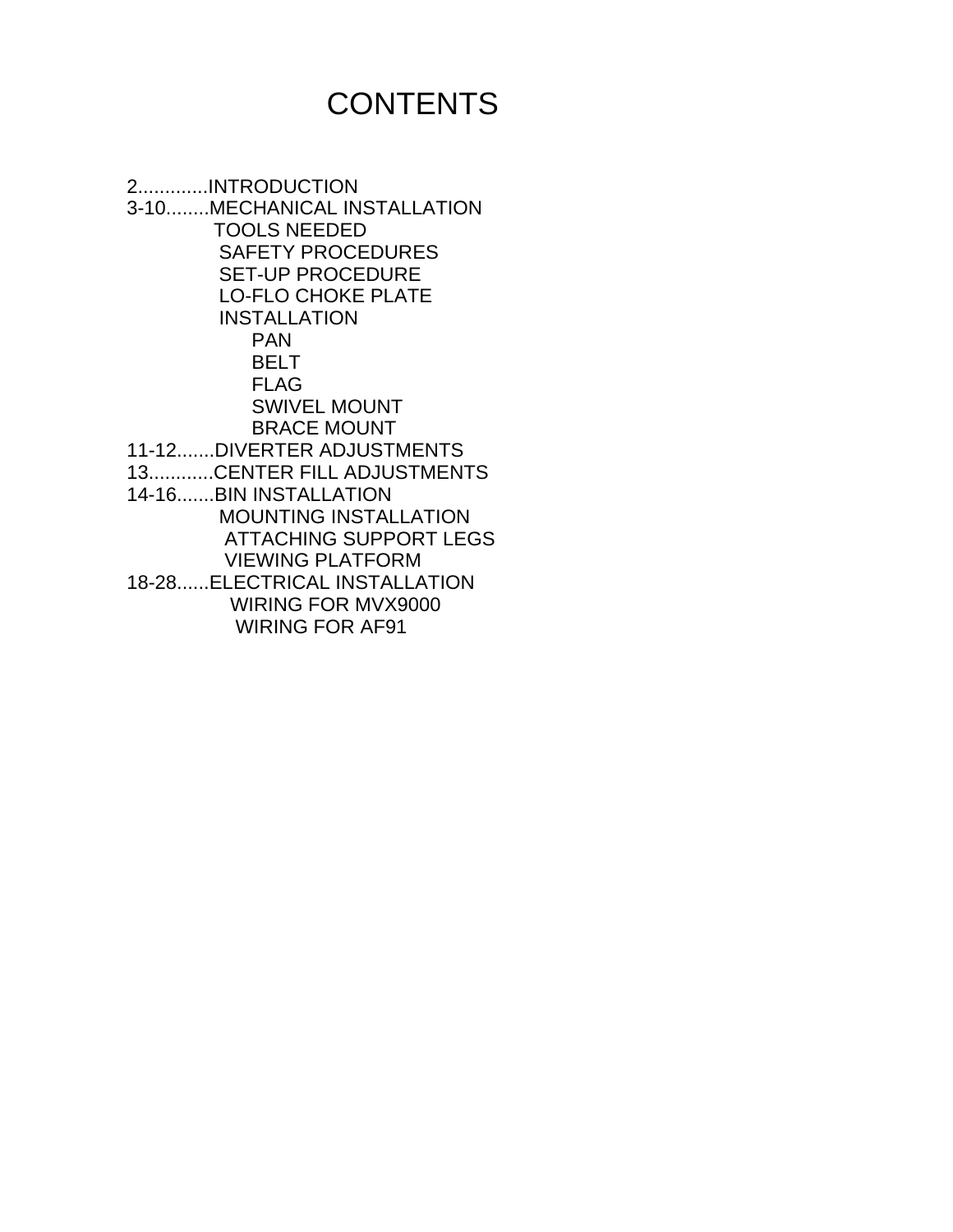# CONTENTS

2.............INTRODUCTION

3-10........MECHANICAL INSTALLATION

- TOOLS NEEDED
- SAFETY PROCEDURES
- SET-UP PROCEDURE
- LO-FLO CHOKE PLATE
- INSTALLATION
  - PAN
  - BELT
  - FLAG
  - SWIVEL MOUNT
  - BRACE MOUNT

11-12.......DIVERTER ADJUSTMENTS

13............CENTER FILL ADJUSTMENTS

14-16.......BIN INSTALLATION

- MOUNTING INSTALLATION
- ATTACHING SUPPORT LEGS
- VIEWING PLATFORM

18-28......ELECTRICAL INSTALLATION

- WIRING FOR MVX9000
- WIRING FOR AF91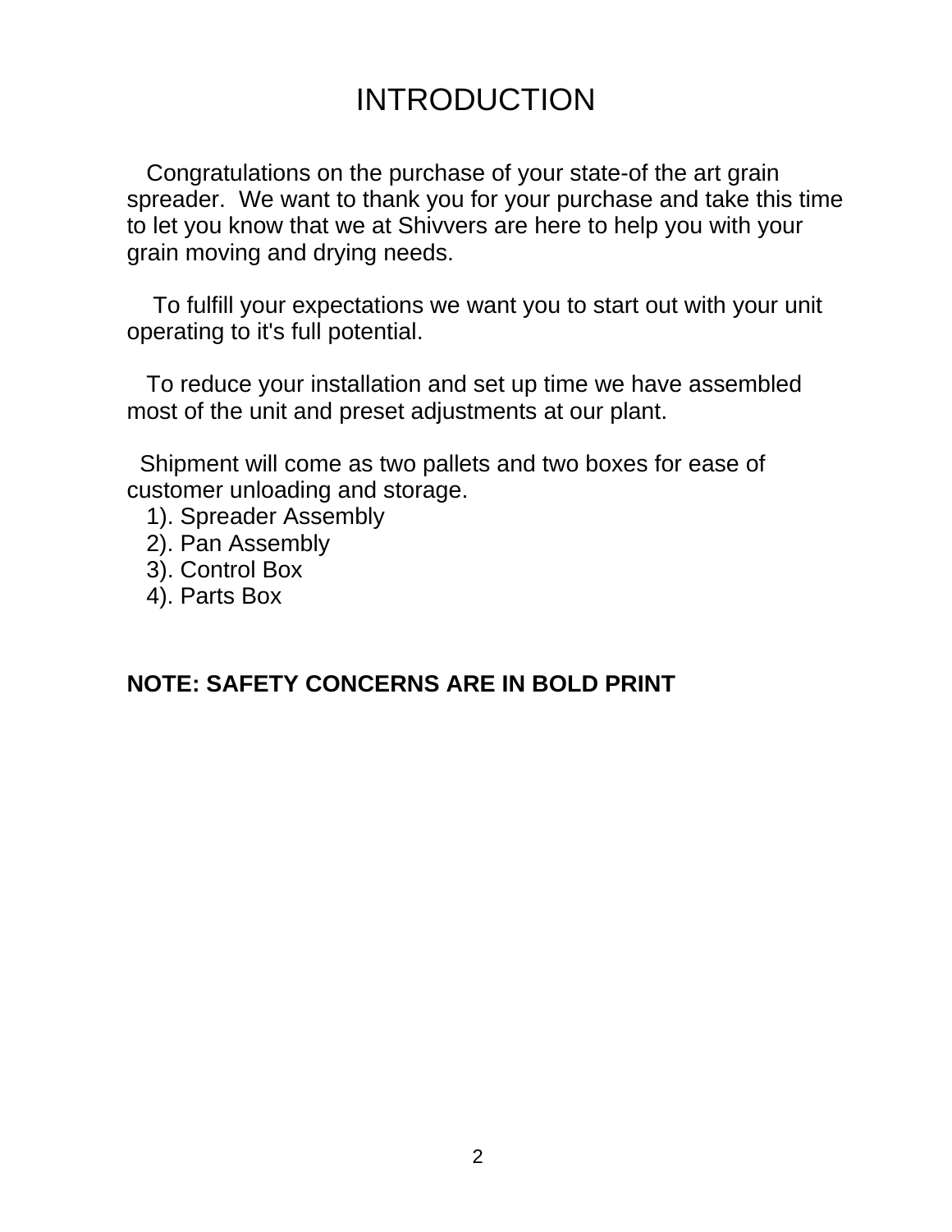# INTRODUCTION

Congratulations on the purchase of your state-of the art grain spreader. We want to thank you for your purchase and take this time to let you know that we at Shivvers are here to help you with your grain moving and drying needs.

To fulfill your expectations we want you to start out with your unit operating to it's full potential.

To reduce your installation and set up time we have assembled most of the unit and preset adjustments at our plant.

Shipment will come as two pallets and two boxes for ease of customer unloading and storage.

1). Spreader Assembly
2). Pan Assembly
3). Control Box
4). Parts Box

**NOTE: SAFETY CONCERNS ARE IN BOLD PRINT**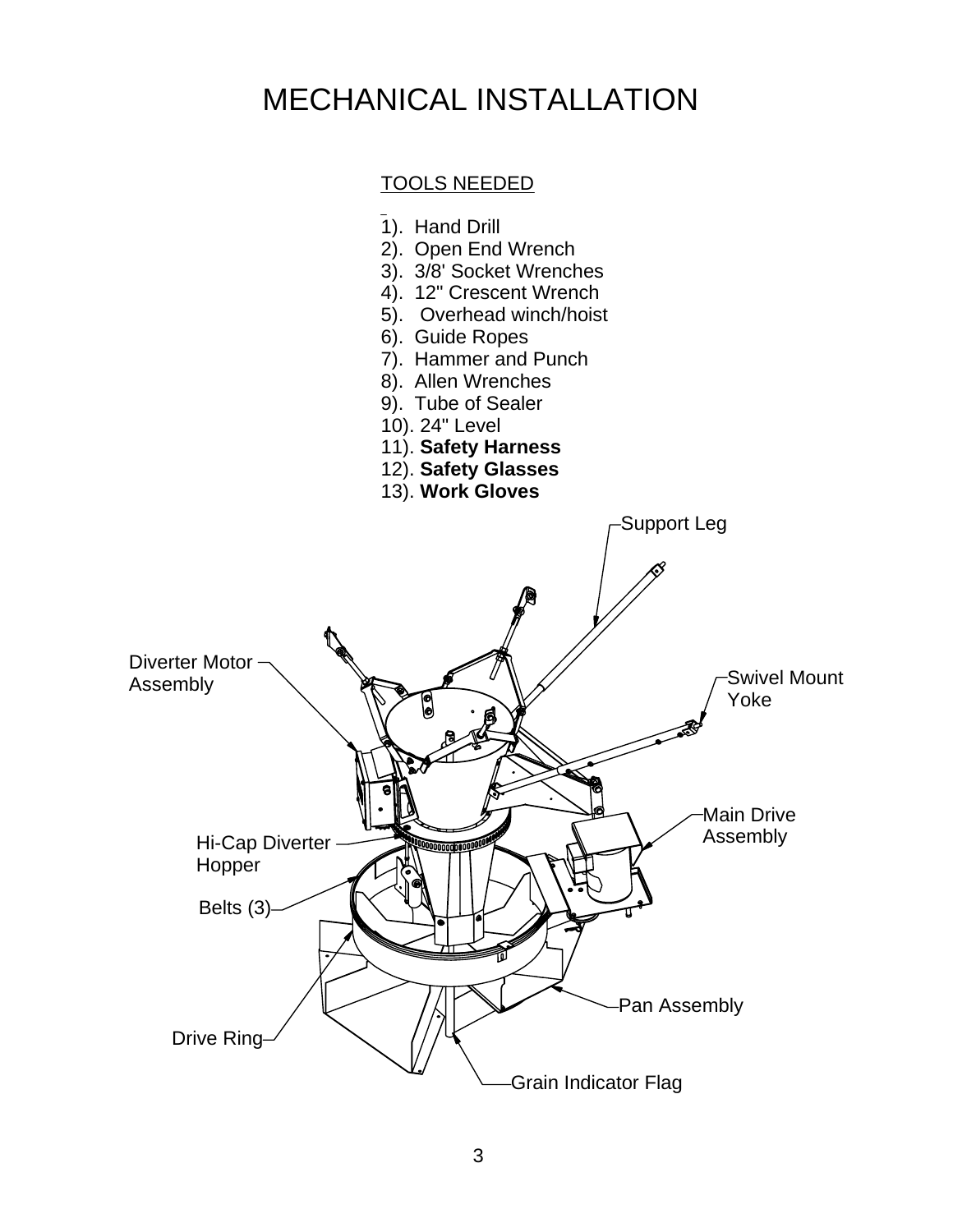# MECHANICAL INSTALLATION

TOOLS NEEDED

1). Hand Drill
2). Open End Wrench
3). 3/8' Socket Wrenches
4). 12" Crescent Wrench
5). Overhead winch/hoist
6). Guide Ropes
7). Hammer and Punch
8). Allen Wrenches
9). Tube of Sealer
10). 24" Level
11). **Safety Harness**
12). **Safety Glasses**
13). **Work Gloves**

Support Leg

Diverter Motor Assembly

Swivel Mount Yoke

Main Drive Assembly

Hi-Cap Diverter Hopper

Belts (3)

Pan Assembly

Drive Ring

Grain Indicator Flag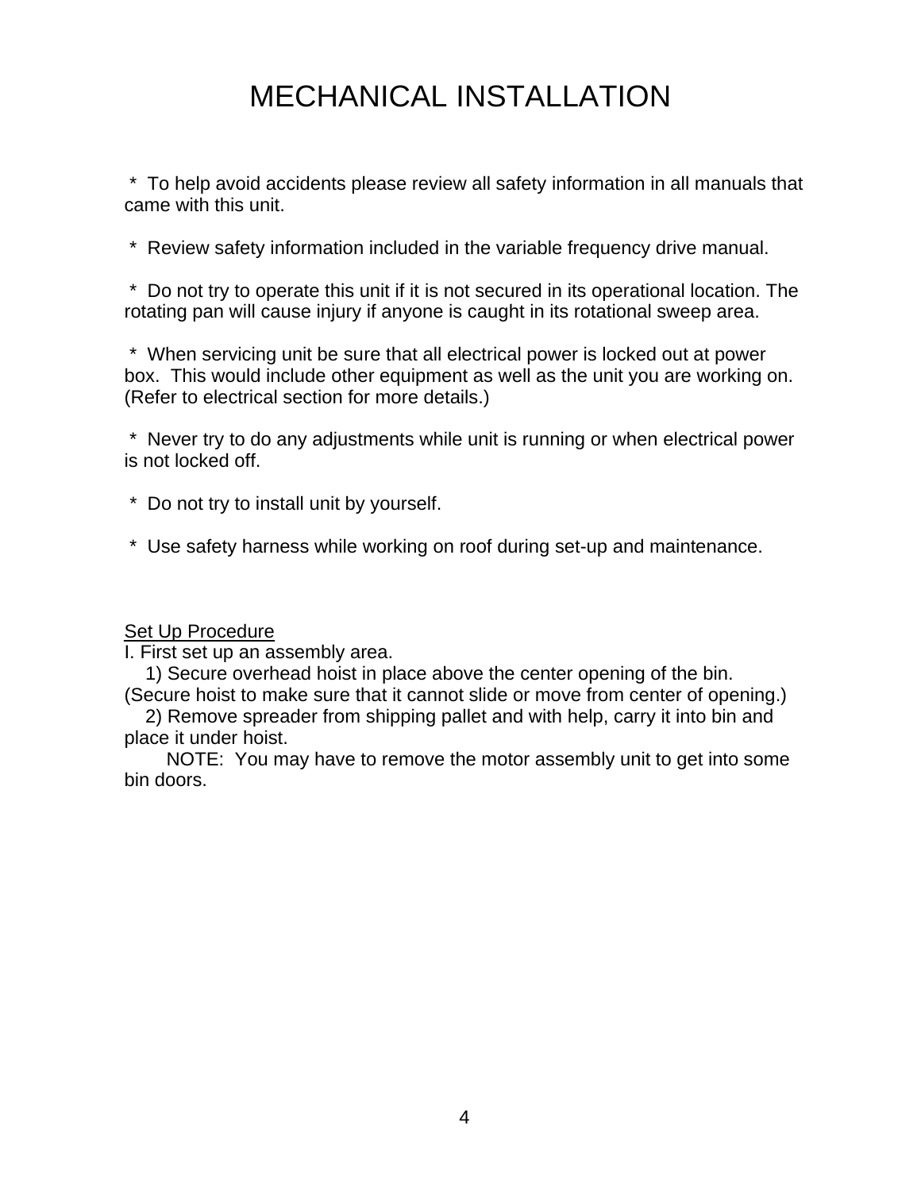# MECHANICAL INSTALLATION

* To help avoid accidents please review all safety information in all manuals that came with this unit.

* Review safety information included in the variable frequency drive manual.

* Do not try to operate this unit if it is not secured in its operational location. The rotating pan will cause injury if anyone is caught in its rotational sweep area.

* When servicing unit be sure that all electrical power is locked out at power box. This would include other equipment as well as the unit you are working on. (Refer to electrical section for more details.)

* Never try to do any adjustments while unit is running or when electrical power is not locked off.

* Do not try to install unit by yourself.

* Use safety harness while working on roof during set-up and maintenance.

<u>Set Up Procedure</u>

I. First set up an assembly area.

1) Secure overhead hoist in place above the center opening of the bin. (Secure hoist to make sure that it cannot slide or move from center of opening.)

2) Remove spreader from shipping pallet and with help, carry it into bin and place it under hoist.

NOTE: You may have to remove the motor assembly unit to get into some bin doors.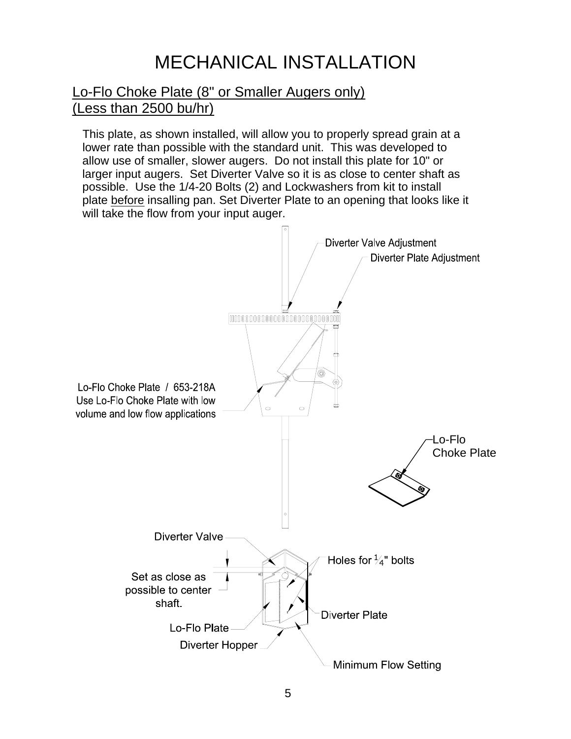# MECHANICAL INSTALLATION

## Lo-Flo Choke Plate (8" or Smaller Augers only) (Less than 2500 bu/hr)

This plate, as shown installed, will allow you to properly spread grain at a lower rate than possible with the standard unit. This was developed to allow use of smaller, slower augers. Do not install this plate for 10" or larger input augers. Set Diverter Valve so it is as close to center shaft as possible. Use the 1/4-20 Bolts (2) and Lockwashers from kit to install plate before insalling pan. Set Diverter Plate to an opening that looks like it will take the flow from your input auger.

Diverter Valve Adjustment

Diverter Plate Adjustment

Lo-Flo Choke Plate / 653-218A
Use Lo-Flo Choke Plate with low volume and low flow applications

Lo-Flo Choke Plate

Diverter Valve

Holes for 1/4" bolts

Set as close as possible to center shaft.

Diverter Plate

Lo-Flo Plate

Diverter Hopper

Minimum Flow Setting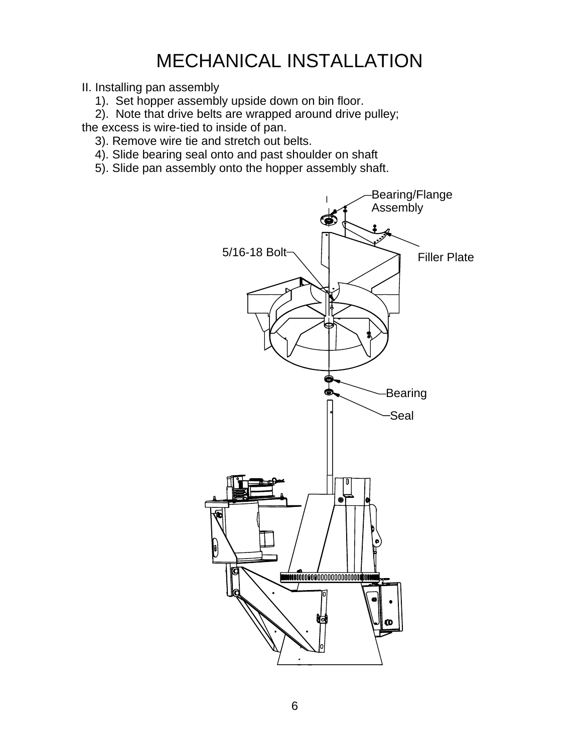# MECHANICAL INSTALLATION

II. Installing pan assembly

1). Set hopper assembly upside down on bin floor.

2). Note that drive belts are wrapped around drive pulley; the excess is wire-tied to inside of pan.

3). Remove wire tie and stretch out belts.

4). Slide bearing seal onto and past shoulder on shaft

5). Slide pan assembly onto the hopper assembly shaft.

Bearing/Flange Assembly

5/16-18 Bolt

Filler Plate

Bearing

Seal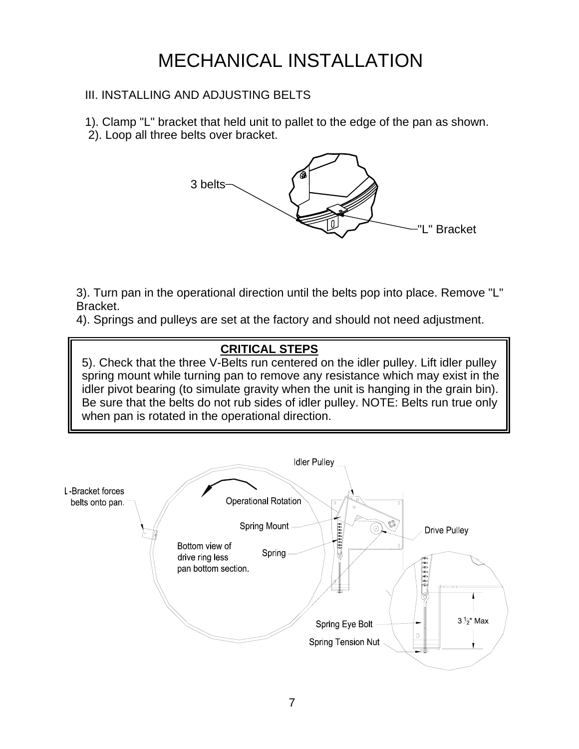# MECHANICAL INSTALLATION

III. INSTALLING AND ADJUSTING BELTS

1). Clamp "L" bracket that held unit to pallet to the edge of the pan as shown.
2). Loop all three belts over bracket.

3 belts

"L" Bracket

3). Turn pan in the operational direction until the belts pop into place. Remove "L" Bracket.
4). Springs and pulleys are set at the factory and should not need adjustment.

**CRITICAL STEPS**

5). Check that the three V-Belts run centered on the idler pulley. Lift idler pulley spring mount while turning pan to remove any resistance which may exist in the idler pivot bearing (to simulate gravity when the unit is hanging in the grain bin). Be sure that the belts do not rub sides of idler pulley. NOTE: Belts run true only when pan is rotated in the operational direction.

Idler Pulley

L-Bracket forces belts onto pan.

Operational Rotation

Spring Mount

Drive Pulley

Bottom view of drive ring less pan bottom section.

Spring

Spring Eye Bolt

3 1/2" Max

Spring Tension Nut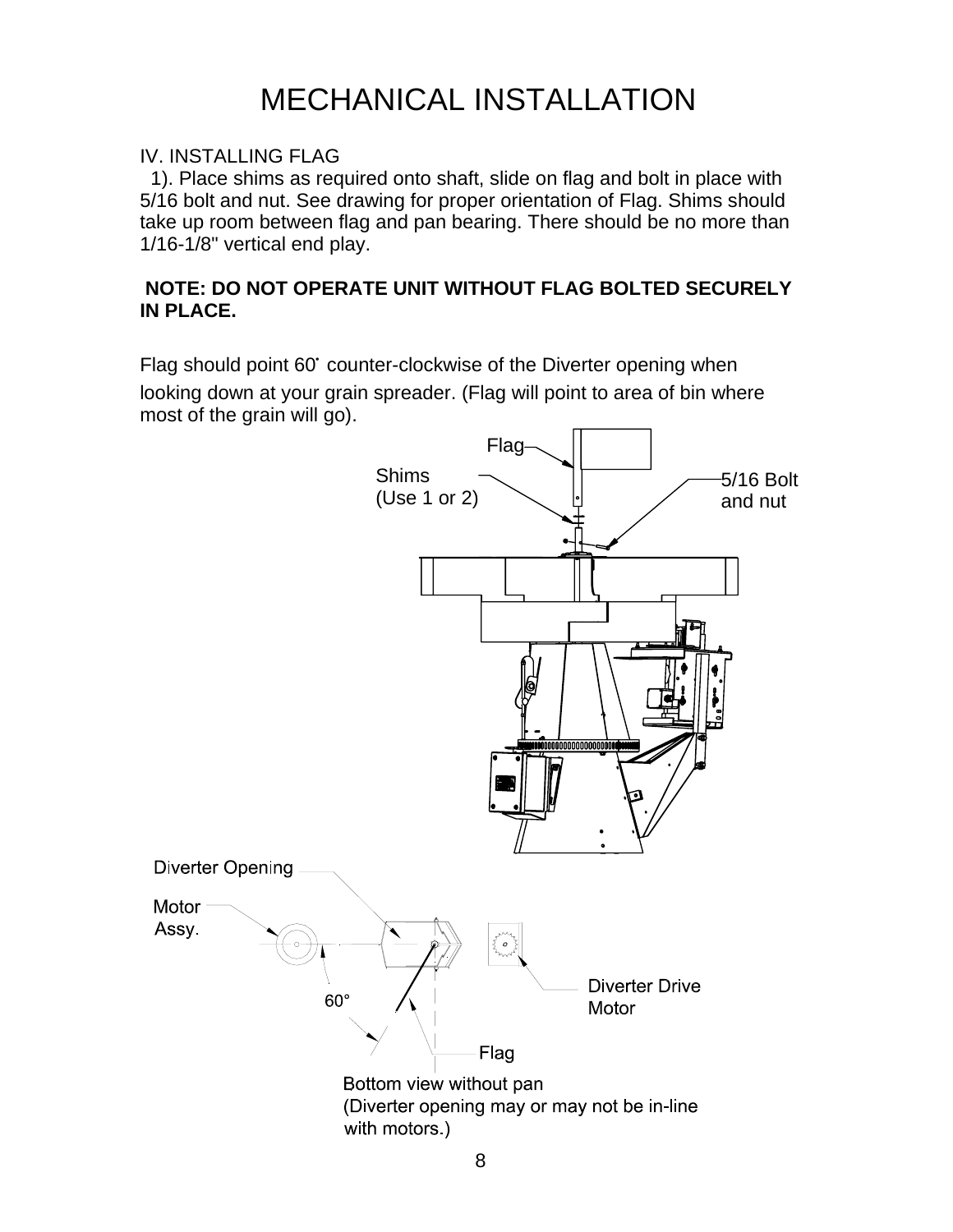# MECHANICAL INSTALLATION

IV. INSTALLING FLAG

1). Place shims as required onto shaft, slide on flag and bolt in place with 5/16 bolt and nut. See drawing for proper orientation of Flag. Shims should take up room between flag and pan bearing. There should be no more than 1/16-1/8" vertical end play.

**NOTE: DO NOT OPERATE UNIT WITHOUT FLAG BOLTED SECURELY IN PLACE.**

Flag should point 60° counter-clockwise of the Diverter opening when looking down at your grain spreader. (Flag will point to area of bin where most of the grain will go).

Flag

Shims
(Use 1 or 2)

5/16 Bolt
and nut

Diverter Opening

Motor
Assy.

60°

Diverter Drive
Motor

Flag

Bottom view without pan
(Diverter opening may or may not be in-line with motors.)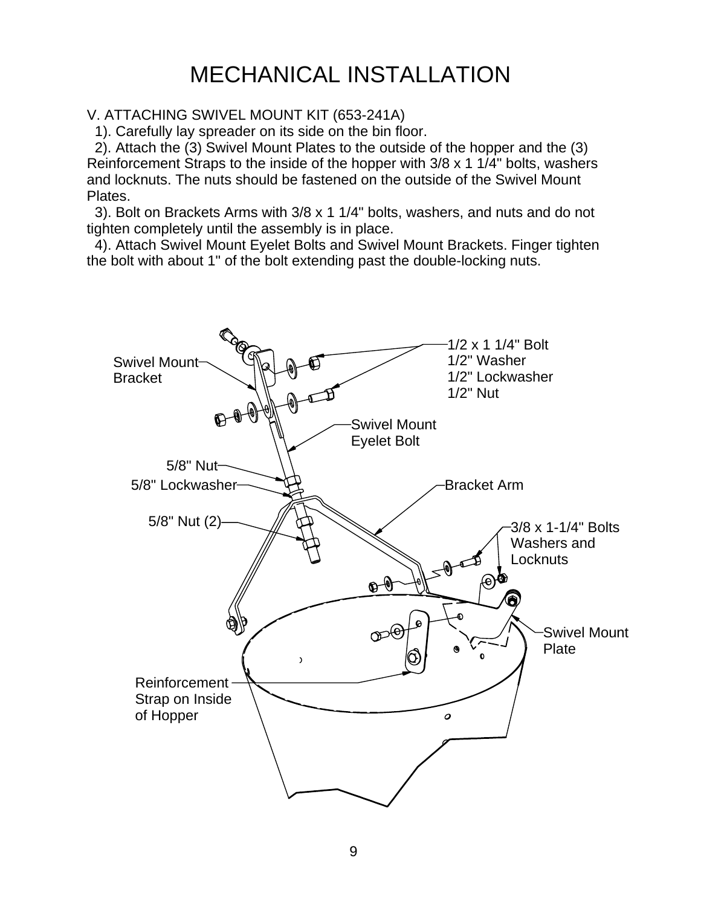# MECHANICAL INSTALLATION

V. ATTACHING SWIVEL MOUNT KIT (653-241A)

1). Carefully lay spreader on its side on the bin floor.

2). Attach the (3) Swivel Mount Plates to the outside of the hopper and the (3) Reinforcement Straps to the inside of the hopper with 3/8 x 1 1/4" bolts, washers and locknuts. The nuts should be fastened on the outside of the Swivel Mount Plates.

3). Bolt on Brackets Arms with 3/8 x 1 1/4" bolts, washers, and nuts and do not tighten completely until the assembly is in place.

4). Attach Swivel Mount Eyelet Bolts and Swivel Mount Brackets. Finger tighten the bolt with about 1" of the bolt extending past the double-locking nuts.

Swivel Mount Bracket

1/2 x 1 1/4" Bolt
1/2" Washer
1/2" Lockwasher
1/2" Nut

Swivel Mount Eyelet Bolt

5/8" Nut

5/8" Lockwasher

Bracket Arm

5/8" Nut (2)

3/8 x 1-1/4" Bolts Washers and Locknuts

Swivel Mount Plate

Reinforcement Strap on Inside of Hopper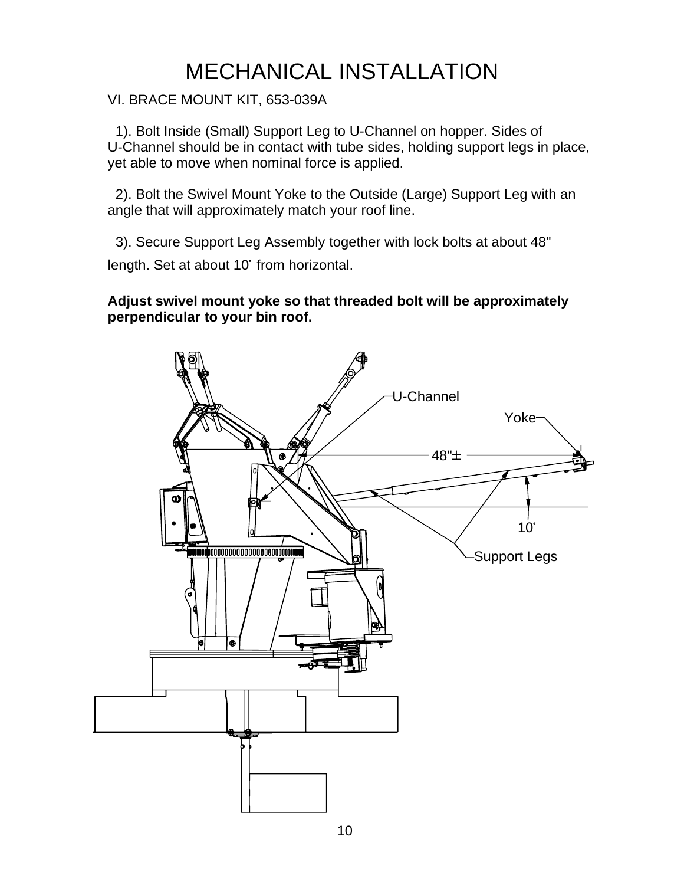# MECHANICAL INSTALLATION

VI. BRACE MOUNT KIT, 653-039A

1). Bolt Inside (Small) Support Leg to U-Channel on hopper. Sides of U-Channel should be in contact with tube sides, holding support legs in place, yet able to move when nominal force is applied.

2). Bolt the Swivel Mount Yoke to the Outside (Large) Support Leg with an angle that will approximately match your roof line.

3). Secure Support Leg Assembly together with lock bolts at about 48" length. Set at about 10° from horizontal.

**Adjust swivel mount yoke so that threaded bolt will be approximately perpendicular to your bin roof.**

U-Channel

Yoke

48"±

10°

Support Legs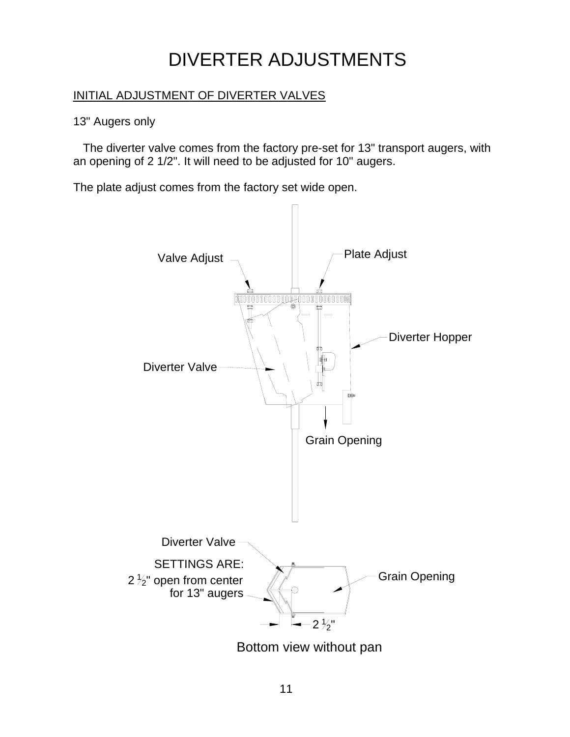# DIVERTER ADJUSTMENTS

## INITIAL ADJUSTMENT OF DIVERTER VALVES

13" Augers only

The diverter valve comes from the factory pre-set for 13" transport augers, with an opening of 2 1/2". It will need to be adjusted for 10" augers.

The plate adjust comes from the factory set wide open.

Valve Adjust

Plate Adjust

Diverter Hopper

Diverter Valve

Grain Opening

Diverter Valve

SETTINGS ARE:

2 1/2" open from center for 13" augers

Grain Opening

2 1/2"

Bottom view without pan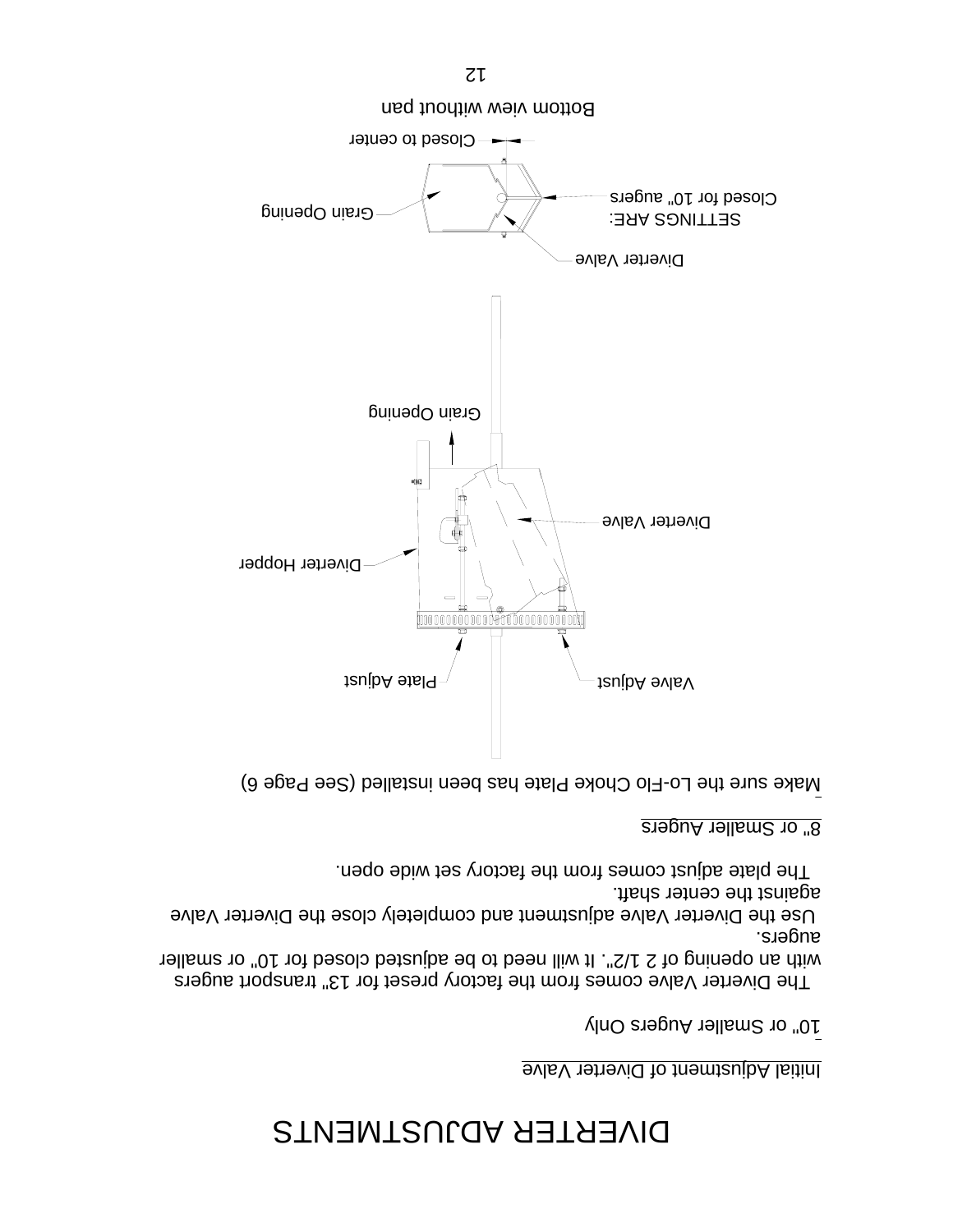# DIVERTER ADJUSTMENTS

## Initial Adjustment of Diverter Valve

### 10" or Smaller Augers Only

The Diverter Valve comes from the factory preset for 13" transport augers with an opening of 2 1/2". It will need to be adjusted closed for 10" or smaller augers.

Use the Diverter Valve adjustment and completely close the Diverter Valve against the center shaft.

The plate adjust comes from the factory set wide open.

### 8" or Smaller Augers

Make sure the Lo-Flo Choke Plate has been installed (See Page 6)

Valve Adjust

Plate Adjust

Diverter Hopper

Diverter Valve

Grain Opening

Diverter Valve

SETTINGS ARE:
Closed for 10" augers

Grain Opening

Closed to center

Bottom view without pan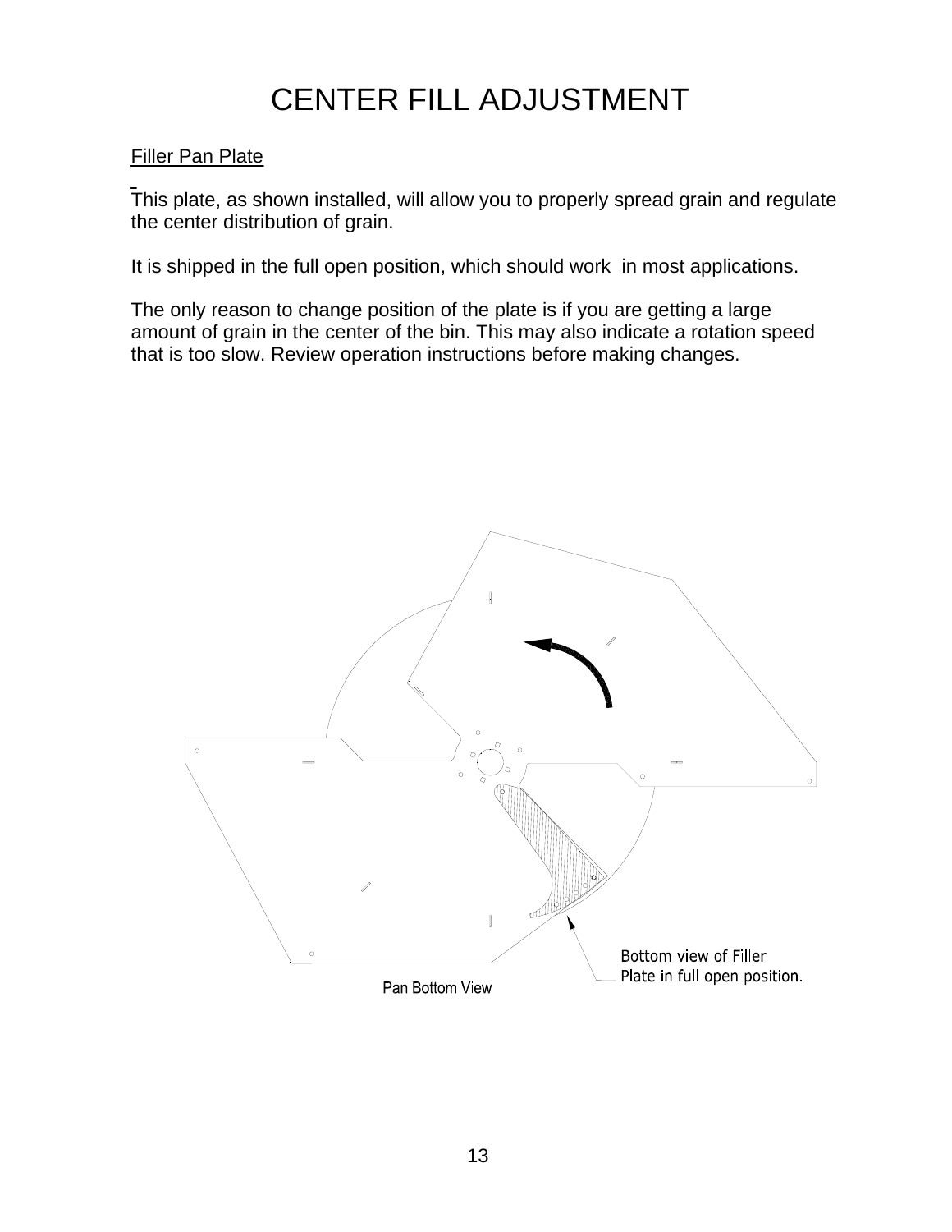# CENTER FILL ADJUSTMENT

Filler Pan Plate

This plate, as shown installed, will allow you to properly spread grain and regulate the center distribution of grain.

It is shipped in the full open position, which should work in most applications.

The only reason to change position of the plate is if you are getting a large amount of grain in the center of the bin. This may also indicate a rotation speed that is too slow. Review operation instructions before making changes.

Bottom view of Filler Plate in full open position.

Pan Bottom View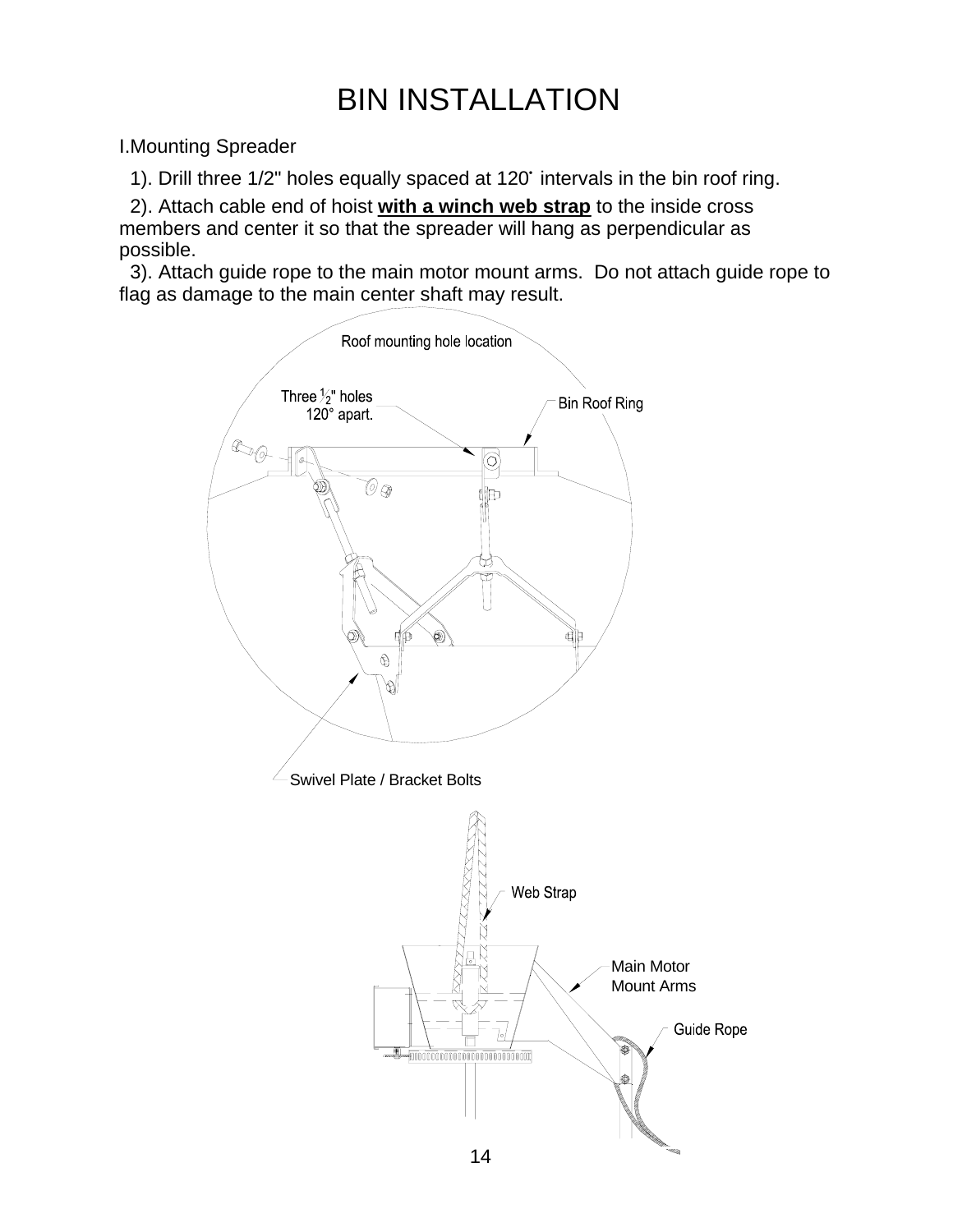# BIN INSTALLATION

I.Mounting Spreader

1). Drill three 1/2" holes equally spaced at 120° intervals in the bin roof ring.

2). Attach cable end of hoist **with a winch web strap** to the inside cross members and center it so that the spreader will hang as perpendicular as possible.

3). Attach guide rope to the main motor mount arms. Do not attach guide rope to flag as damage to the main center shaft may result.

Roof mounting hole location

Three 1/2" holes 120° apart.

Bin Roof Ring

Swivel Plate / Bracket Bolts

Web Strap

Main Motor Mount Arms

Guide Rope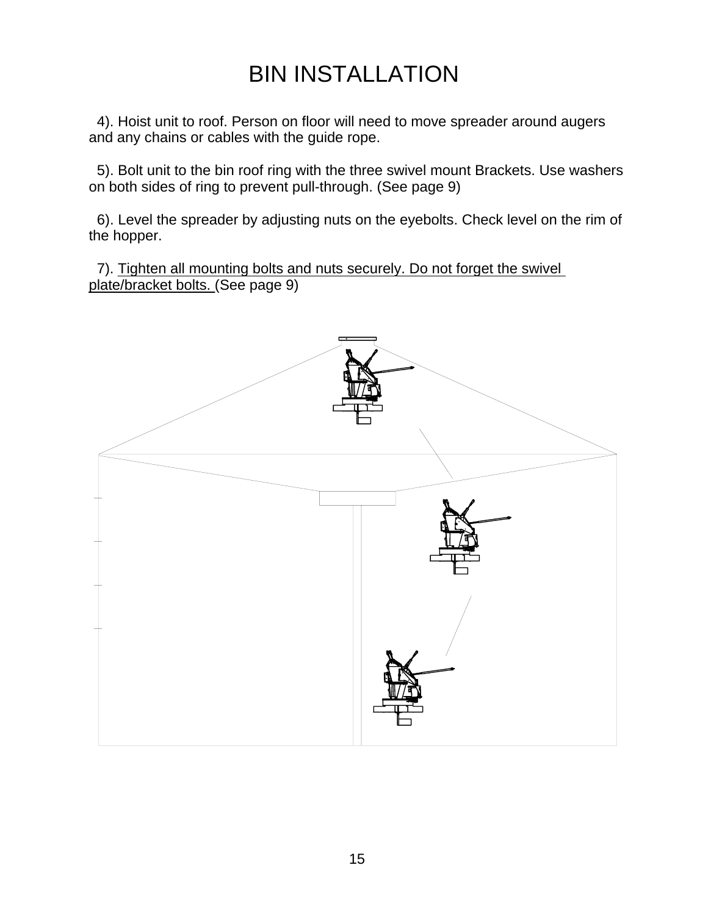# BIN INSTALLATION

4). Hoist unit to roof. Person on floor will need to move spreader around augers and any chains or cables with the guide rope.

5). Bolt unit to the bin roof ring with the three swivel mount Brackets. Use washers on both sides of ring to prevent pull-through. (See page 9)

6). Level the spreader by adjusting nuts on the eyebolts. Check level on the rim of the hopper.

7). Tighten all mounting bolts and nuts securely. Do not forget the swivel plate/bracket bolts. (See page 9)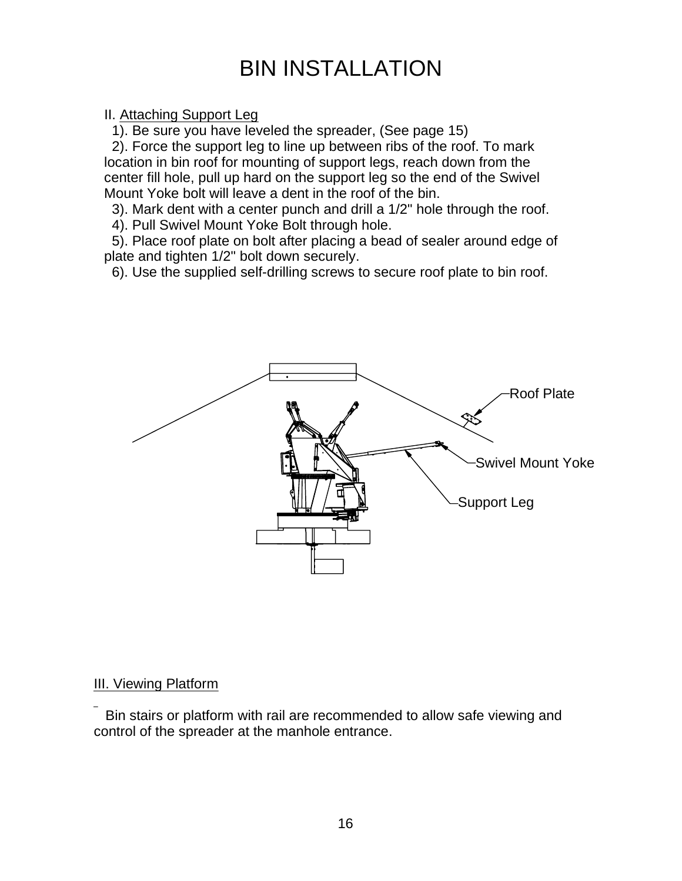# BIN INSTALLATION

II. Attaching Support Leg

1). Be sure you have leveled the spreader, (See page 15)

2). Force the support leg to line up between ribs of the roof. To mark location in bin roof for mounting of support legs, reach down from the center fill hole, pull up hard on the support leg so the end of the Swivel Mount Yoke bolt will leave a dent in the roof of the bin.

3). Mark dent with a center punch and drill a 1/2" hole through the roof.

4). Pull Swivel Mount Yoke Bolt through hole.

5). Place roof plate on bolt after placing a bead of sealer around edge of plate and tighten 1/2" bolt down securely.

6). Use the supplied self-drilling screws to secure roof plate to bin roof.

Roof Plate

Swivel Mount Yoke

Support Leg

III. Viewing Platform

Bin stairs or platform with rail are recommended to allow safe viewing and control of the spreader at the manhole entrance.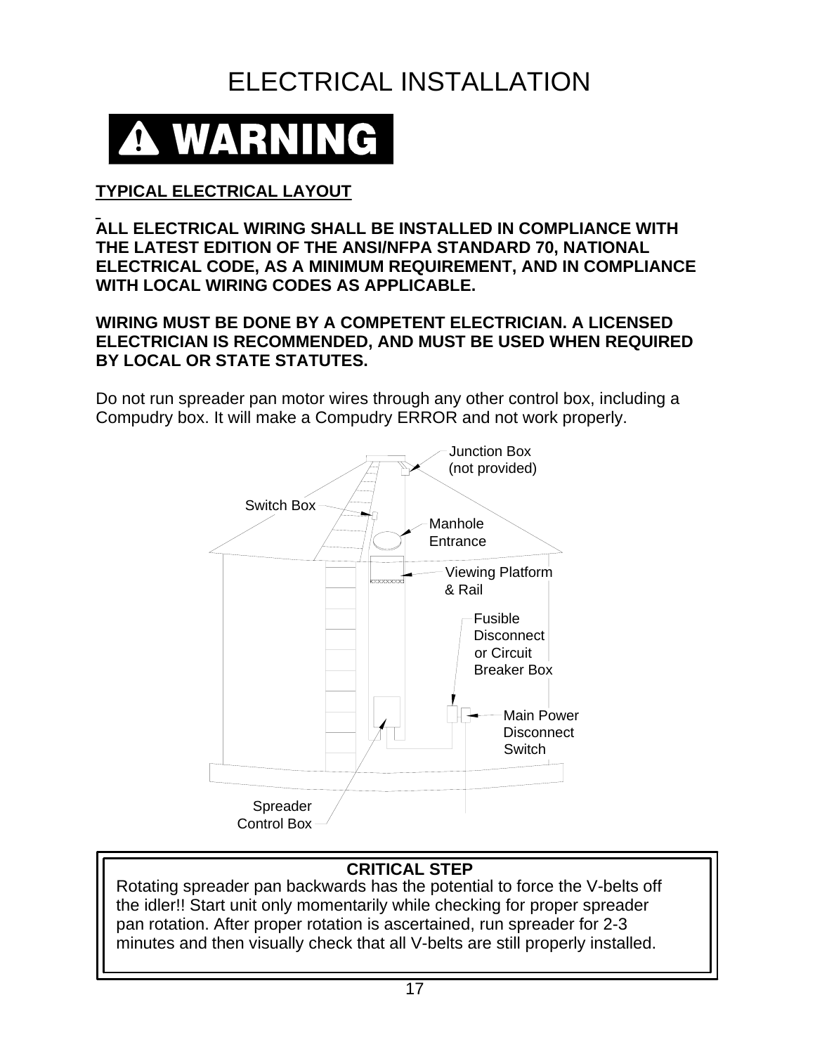# ELECTRICAL INSTALLATION

**⚠ WARNING**

**TYPICAL ELECTRICAL LAYOUT**

**ALL ELECTRICAL WIRING SHALL BE INSTALLED IN COMPLIANCE WITH THE LATEST EDITION OF THE ANSI/NFPA STANDARD 70, NATIONAL ELECTRICAL CODE, AS A MINIMUM REQUIREMENT, AND IN COMPLIANCE WITH LOCAL WIRING CODES AS APPLICABLE.**

**WIRING MUST BE DONE BY A COMPETENT ELECTRICIAN. A LICENSED ELECTRICIAN IS RECOMMENDED, AND MUST BE USED WHEN REQUIRED BY LOCAL OR STATE STATUTES.**

Do not run spreader pan motor wires through any other control box, including a Compudry box. It will make a Compudry ERROR and not work properly.

Junction Box (not provided)

Switch Box

Manhole Entrance

Viewing Platform & Rail

Fusible Disconnect or Circuit Breaker Box

Main Power Disconnect Switch

Spreader Control Box

**CRITICAL STEP**

Rotating spreader pan backwards has the potential to force the V-belts off the idler!! Start unit only momentarily while checking for proper spreader pan rotation. After proper rotation is ascertained, run spreader for 2-3 minutes and then visually check that all V-belts are still properly installed.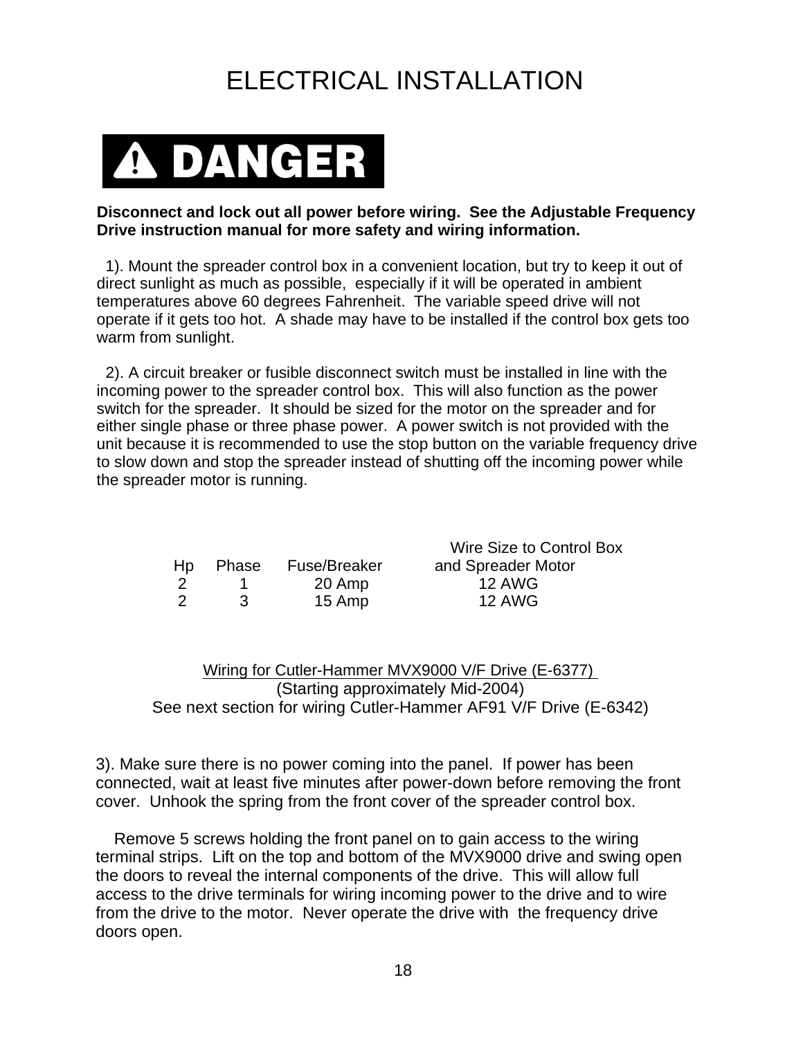# ELECTRICAL INSTALLATION

**⚠ DANGER**

**Disconnect and lock out all power before wiring. See the Adjustable Frequency Drive instruction manual for more safety and wiring information.**

1). Mount the spreader control box in a convenient location, but try to keep it out of direct sunlight as much as possible, especially if it will be operated in ambient temperatures above 60 degrees Fahrenheit. The variable speed drive will not operate if it gets too hot. A shade may have to be installed if the control box gets too warm from sunlight.

2). A circuit breaker or fusible disconnect switch must be installed in line with the incoming power to the spreader control box. This will also function as the power switch for the spreader. It should be sized for the motor on the spreader and for either single phase or three phase power. A power switch is not provided with the unit because it is recommended to use the stop button on the variable frequency drive to slow down and stop the spreader instead of shutting off the incoming power while the spreader motor is running.

| Hp | Phase | Fuse/Breaker | Wire Size to Control Box and Spreader Motor |
|---|---|---|---|
| 2 | 1 | 20 Amp | 12 AWG |
| 2 | 3 | 15 Amp | 12 AWG |

Wiring for Cutler-Hammer MVX9000 V/F Drive (E-6377)
(Starting approximately Mid-2004)
See next section for wiring Cutler-Hammer AF91 V/F Drive (E-6342)

3). Make sure there is no power coming into the panel. If power has been connected, wait at least five minutes after power-down before removing the front cover. Unhook the spring from the front cover of the spreader control box.

Remove 5 screws holding the front panel on to gain access to the wiring terminal strips. Lift on the top and bottom of the MVX9000 drive and swing open the doors to reveal the internal components of the drive. This will allow full access to the drive terminals for wiring incoming power to the drive and to wire from the drive to the motor. Never operate the drive with the frequency drive doors open.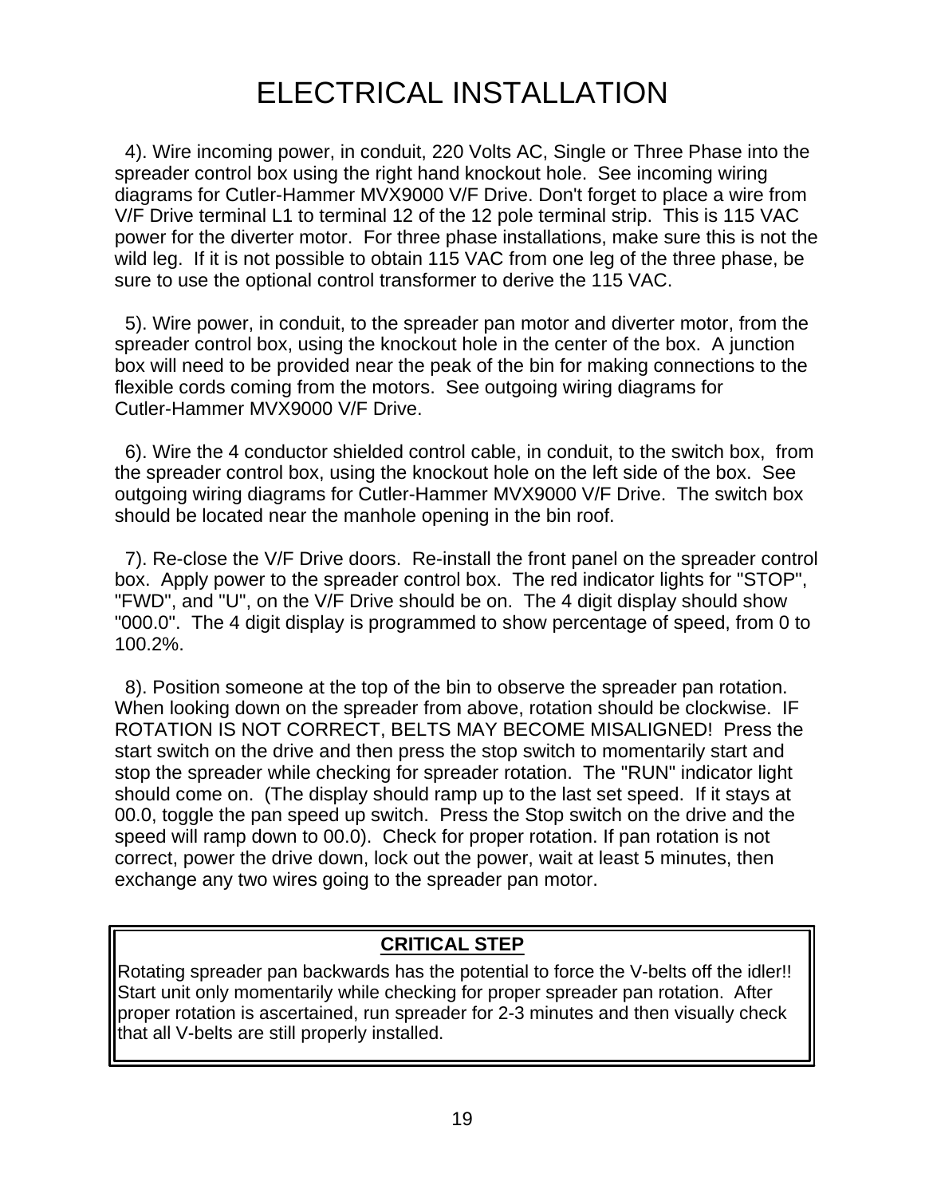# ELECTRICAL INSTALLATION

4). Wire incoming power, in conduit, 220 Volts AC, Single or Three Phase into the spreader control box using the right hand knockout hole. See incoming wiring diagrams for Cutler-Hammer MVX9000 V/F Drive. Don't forget to place a wire from V/F Drive terminal L1 to terminal 12 of the 12 pole terminal strip. This is 115 VAC power for the diverter motor. For three phase installations, make sure this is not the wild leg. If it is not possible to obtain 115 VAC from one leg of the three phase, be sure to use the optional control transformer to derive the 115 VAC.

5). Wire power, in conduit, to the spreader pan motor and diverter motor, from the spreader control box, using the knockout hole in the center of the box. A junction box will need to be provided near the peak of the bin for making connections to the flexible cords coming from the motors. See outgoing wiring diagrams for Cutler-Hammer MVX9000 V/F Drive.

6). Wire the 4 conductor shielded control cable, in conduit, to the switch box, from the spreader control box, using the knockout hole on the left side of the box. See outgoing wiring diagrams for Cutler-Hammer MVX9000 V/F Drive. The switch box should be located near the manhole opening in the bin roof.

7). Re-close the V/F Drive doors. Re-install the front panel on the spreader control box. Apply power to the spreader control box. The red indicator lights for "STOP", "FWD", and "U", on the V/F Drive should be on. The 4 digit display should show "000.0". The 4 digit display is programmed to show percentage of speed, from 0 to 100.2%.

8). Position someone at the top of the bin to observe the spreader pan rotation. When looking down on the spreader from above, rotation should be clockwise. IF ROTATION IS NOT CORRECT, BELTS MAY BECOME MISALIGNED! Press the start switch on the drive and then press the stop switch to momentarily start and stop the spreader while checking for spreader rotation. The "RUN" indicator light should come on. (The display should ramp up to the last set speed. If it stays at 00.0, toggle the pan speed up switch. Press the Stop switch on the drive and the speed will ramp down to 00.0). Check for proper rotation. If pan rotation is not correct, power the drive down, lock out the power, wait at least 5 minutes, then exchange any two wires going to the spreader pan motor.

**CRITICAL STEP**

Rotating spreader pan backwards has the potential to force the V-belts off the idler!! Start unit only momentarily while checking for proper spreader pan rotation. After proper rotation is ascertained, run spreader for 2-3 minutes and then visually check that all V-belts are still properly installed.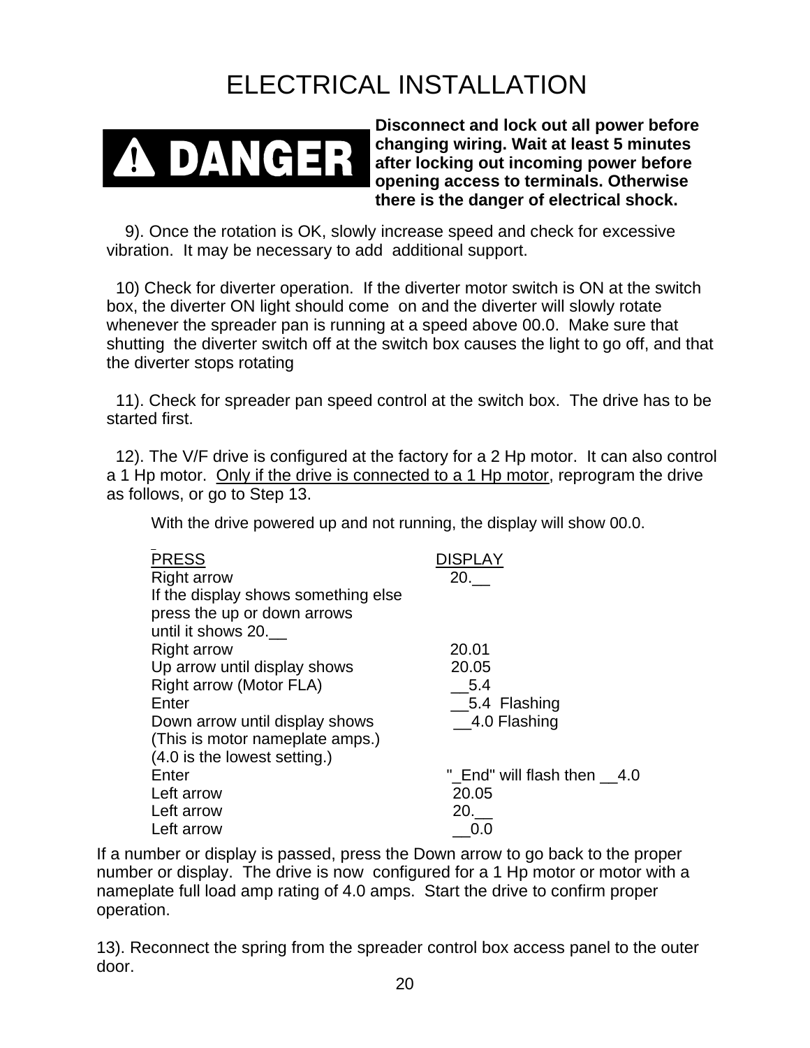# ELECTRICAL INSTALLATION

**⚠ DANGER**

**Disconnect and lock out all power before changing wiring. Wait at least 5 minutes after locking out incoming power before opening access to terminals. Otherwise there is the danger of electrical shock.**

9). Once the rotation is OK, slowly increase speed and check for excessive vibration. It may be necessary to add additional support.

10) Check for diverter operation. If the diverter motor switch is ON at the switch box, the diverter ON light should come on and the diverter will slowly rotate whenever the spreader pan is running at a speed above 00.0. Make sure that shutting the diverter switch off at the switch box causes the light to go off, and that the diverter stops rotating

11). Check for spreader pan speed control at the switch box. The drive has to be started first.

12). The V/F drive is configured at the factory for a 2 Hp motor. It can also control a 1 Hp motor. Only if the drive is connected to a 1 Hp motor, reprogram the drive as follows, or go to Step 13.

With the drive powered up and not running, the display will show 00.0.

| PRESS | DISPLAY |
|---|---|
| Right arrow | 20.__ |
| If the display shows something else press the up or down arrows until it shows 20.__ | |
| Right arrow | 20.01 |
| Up arrow until display shows | 20.05 |
| Right arrow (Motor FLA) | __5.4 |
| Enter | __5.4 Flashing |
| Down arrow until display shows (This is motor nameplate amps.) (4.0 is the lowest setting.) | __4.0 Flashing |
| Enter | "_End" will flash then __4.0 |
| Left arrow | 20.05 |
| Left arrow | 20.__ |
| Left arrow | __0.0 |

If a number or display is passed, press the Down arrow to go back to the proper number or display. The drive is now configured for a 1 Hp motor or motor with a nameplate full load amp rating of 4.0 amps. Start the drive to confirm proper operation.

13). Reconnect the spring from the spreader control box access panel to the outer door.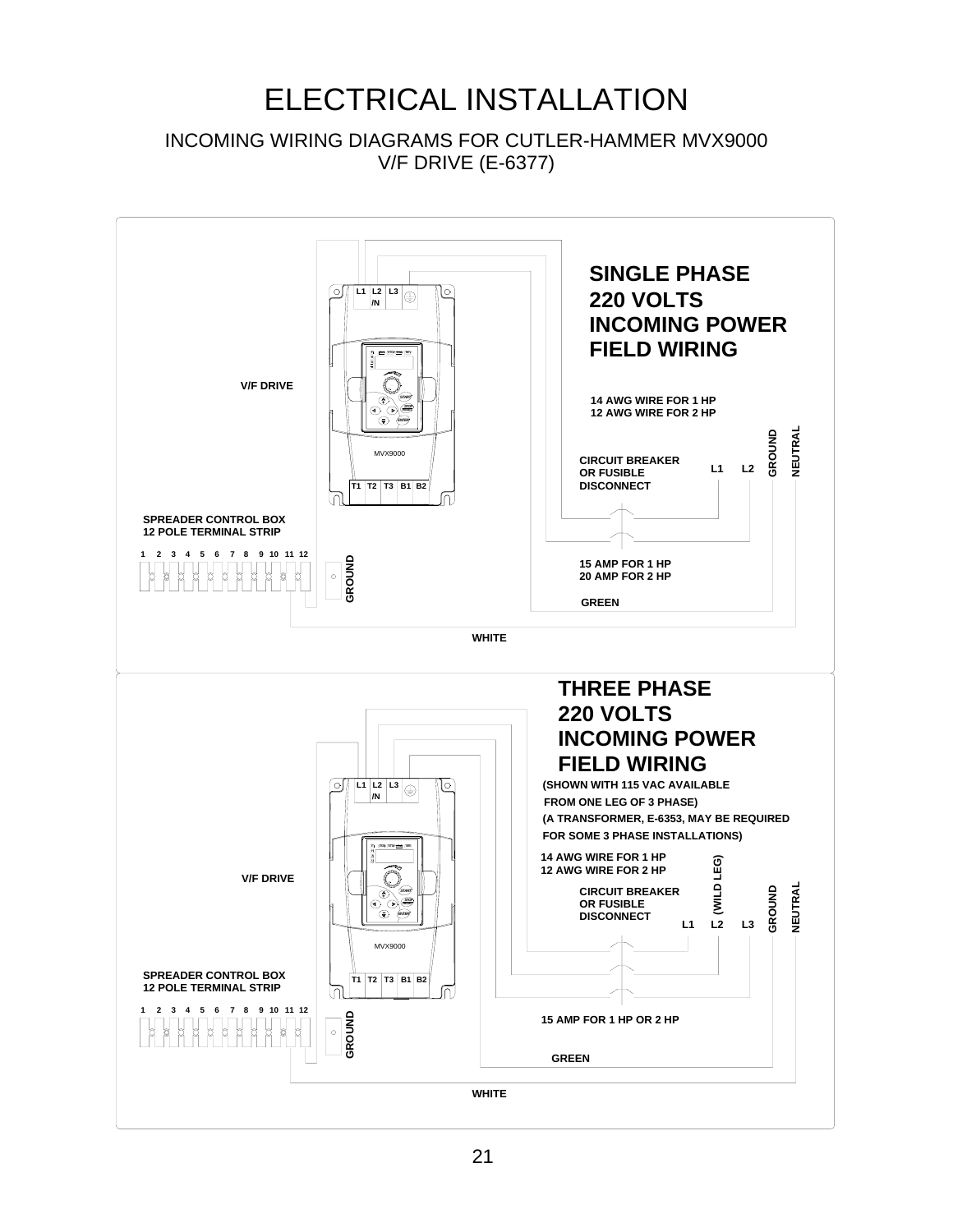# ELECTRICAL INSTALLATION

## INCOMING WIRING DIAGRAMS FOR CUTLER-HAMMER MVX9000 V/F DRIVE (E-6377)

### SINGLE PHASE 220 VOLTS INCOMING POWER FIELD WIRING

V/F DRIVE

L1 L2/N L3

MVX9000

T1 T2 T3 B1 B2

14 AWG WIRE FOR 1 HP
12 AWG WIRE FOR 2 HP

CIRCUIT BREAKER OR FUSIBLE DISCONNECT

L1 L2 GROUND NEUTRAL

SPREADER CONTROL BOX
12 POLE TERMINAL STRIP

1 2 3 4 5 6 7 8 9 10 11 12

GROUND

15 AMP FOR 1 HP
20 AMP FOR 2 HP

GREEN

WHITE

### THREE PHASE 220 VOLTS INCOMING POWER FIELD WIRING

(SHOWN WITH 115 VAC AVAILABLE FROM ONE LEG OF 3 PHASE)
(A TRANSFORMER, E-6353, MAY BE REQUIRED FOR SOME 3 PHASE INSTALLATIONS)

V/F DRIVE

L1 L2/N L3

MVX9000

T1 T2 T3 B1 B2

14 AWG WIRE FOR 1 HP
12 AWG WIRE FOR 2 HP

CIRCUIT BREAKER OR FUSIBLE DISCONNECT

L1 L2 (WILD LEG) L3 GROUND NEUTRAL

SPREADER CONTROL BOX
12 POLE TERMINAL STRIP

1 2 3 4 5 6 7 8 9 10 11 12

GROUND

15 AMP FOR 1 HP OR 2 HP

GREEN

WHITE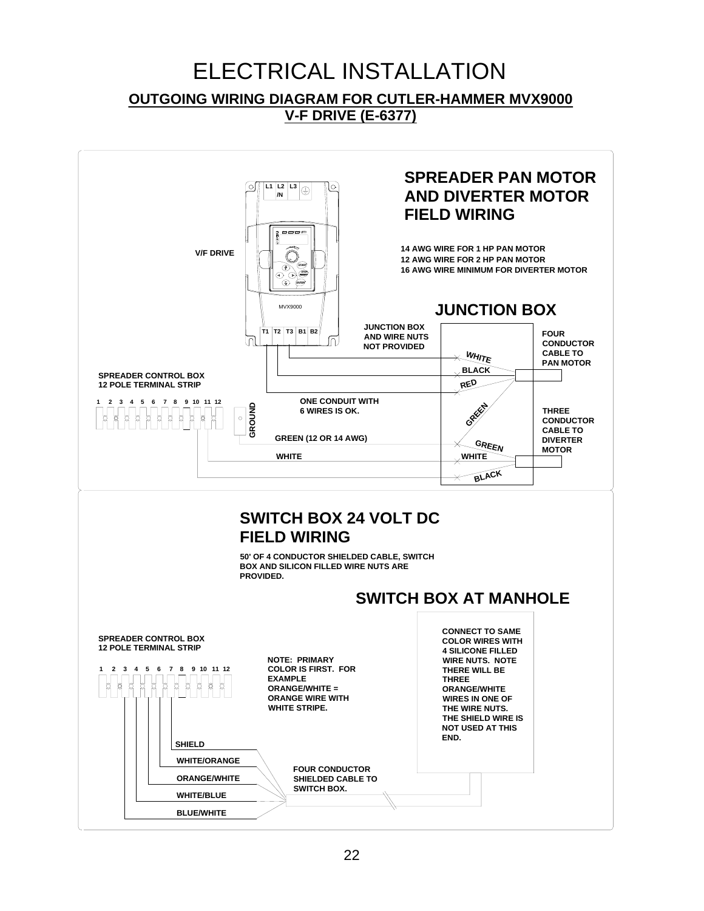# ELECTRICAL INSTALLATION

## OUTGOING WIRING DIAGRAM FOR CUTLER-HAMMER MVX9000 V-F DRIVE (E-6377)

### SPREADER PAN MOTOR AND DIVERTER MOTOR FIELD WIRING

14 AWG WIRE FOR 1 HP PAN MOTOR
12 AWG WIRE FOR 2 HP PAN MOTOR
16 AWG WIRE MINIMUM FOR DIVERTER MOTOR

V/F DRIVE

L1 L2/N L3

MVX9000

T1 T2 T3 B1 B2

### JUNCTION BOX

JUNCTION BOX AND WIRE NUTS NOT PROVIDED

WHITE
BLACK
RED

FOUR CONDUCTOR CABLE TO PAN MOTOR

SPREADER CONTROL BOX
12 POLE TERMINAL STRIP

1 2 3 4 5 6 7 8 9 10 11 12

GROUND

ONE CONDUIT WITH 6 WIRES IS OK.

GREEN

THREE CONDUCTOR CABLE TO DIVERTER MOTOR

GREEN (12 OR 14 AWG)

GREEN

WHITE

WHITE

BLACK

### SWITCH BOX 24 VOLT DC FIELD WIRING

50' OF 4 CONDUCTOR SHIELDED CABLE, SWITCH BOX AND SILICON FILLED WIRE NUTS ARE PROVIDED.

### SWITCH BOX AT MANHOLE

SPREADER CONTROL BOX
12 POLE TERMINAL STRIP

1 2 3 4 5 6 7 8 9 10 11 12

NOTE: PRIMARY COLOR IS FIRST. FOR EXAMPLE ORANGE/WHITE = ORANGE WIRE WITH WHITE STRIPE.

CONNECT TO SAME COLOR WIRES WITH 4 SILICONE FILLED WIRE NUTS. NOTE THERE WILL BE THREE ORANGE/WHITE WIRES IN ONE OF THE WIRE NUTS. THE SHIELD WIRE IS NOT USED AT THIS END.

SHIELD
WHITE/ORANGE
ORANGE/WHITE
WHITE/BLUE
BLUE/WHITE

FOUR CONDUCTOR SHIELDED CABLE TO SWITCH BOX.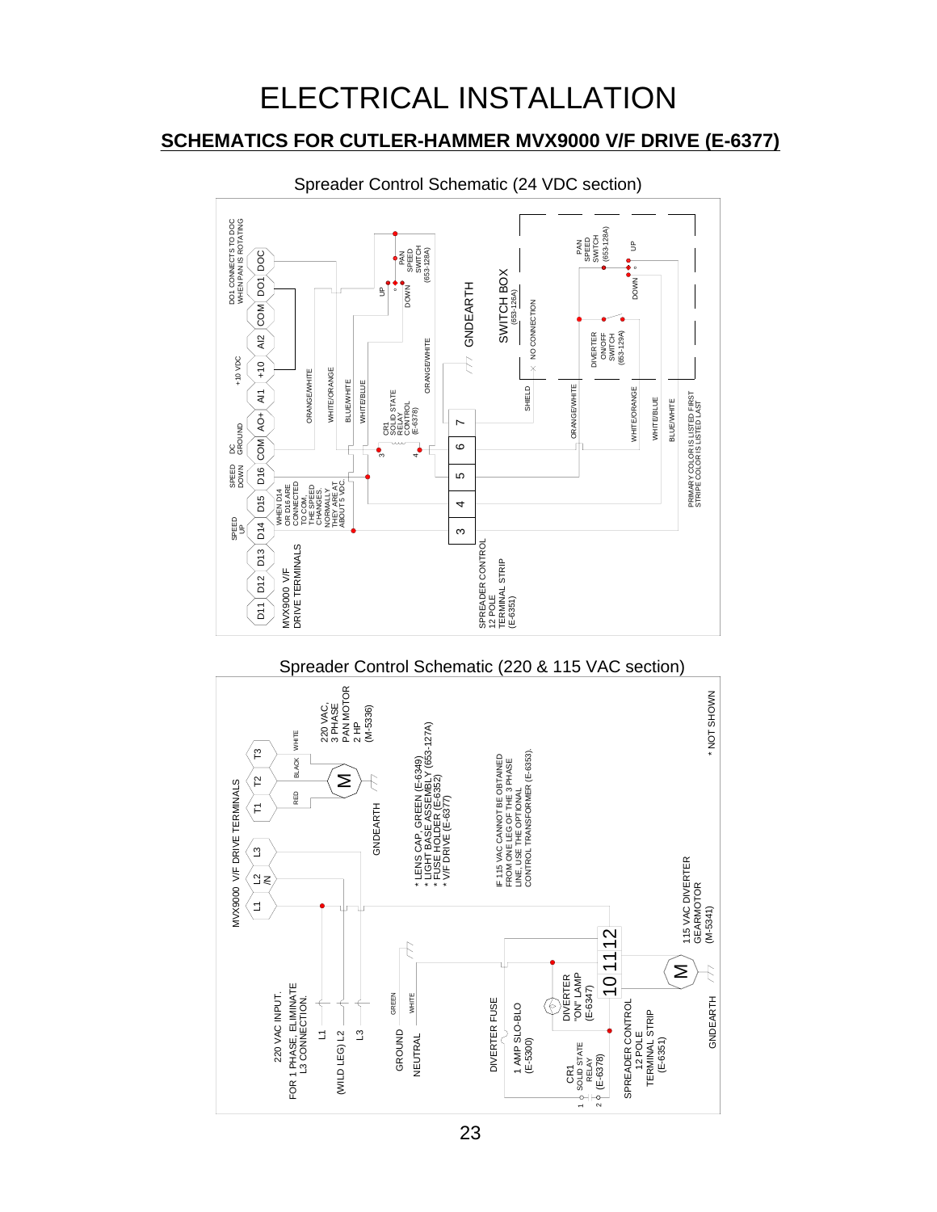# ELECTRICAL INSTALLATION

## SCHEMATICS FOR CUTLER-HAMMER MVX9000 V/F DRIVE (E-6377)

Spreader Control Schematic (24 VDC section)

MVX9000 V/F DRIVE TERMINALS

D11 D12 D13 D14 D15 D16 COM AO+ AI1 +10 AI2 COM DO1 DOC

SPEED UP · SPEED DOWN · DC GROUND · +10 VDC

DO1 CONNECTS TO DOC WHEN PAN IS ROTATING

WHEN D14 OR D16 ARE CONNECTED TO COM, THE SPEED CHANGES. NORMALLY THEY ARE AT ABOUT 5 VDC.

ORANGE/WHITE · WHITE/ORANGE · BLUE/WHITE · WHITE/BLUE

CR1 SOLID STATE RELAY CONTROL (E-6378)

PAN SPEED SWITCH (653-128A) — UP / DOWN

GNDEARTH

SPREADER CONTROL 12 POLE TERMINAL STRIP (E-6351) — 3 4 5 6 7

SWITCH BOX (653-126A)

NO CONNECTION · SHIELD

DIVERTER ON/OFF SWITCH (653-129A)

PAN SPEED SWITCH (653-128A) — UP / DOWN

PRIMARY COLOR IS LISTED FIRST STRIPE COLOR IS LISTED LAST

Spreader Control Schematic (220 & 115 VAC section)

MVX9000 V/F DRIVE TERMINALS

L1 L2/N L3 T1 T2 T3

RED · BLACK · WHITE

220 VAC, 3 PHASE PAN MOTOR 2 HP (M-5336)

GNDEARTH

- * LENS CAP, GREEN (E-6349)
- * LIGHT BASE ASSEMBLY (653-127A)
- * FUSE HOLDER (E-6352)
- * V/F DRIVE (E-6377)

IF 115 VAC CANNOT BE OBTAINED FROM ONE LEG OF THE 3 PHASE LINE, USE THE OPTIONAL CONTROL TRANSFORMER (E-6353).

* NOT SHOWN

220 VAC INPUT. FOR 1 PHASE, ELIMINATE L3 CONNECTION.

L1 · (WILD LEG) L2 · L3

GROUND (GREEN) · NEUTRAL (WHITE)

DIVERTER FUSE 1 AMP SLO-BLO (E-5300)

CR1 SOLID STATE RELAY (E-6378)

DIVERTER "ON" LAMP (E-6347)

SPREADER CONTROL 12 POLE TERMINAL STRIP (E-6351) — 10 11 12

115 VAC DIVERTER GEARMOTOR (M-5341)

GNDEARTH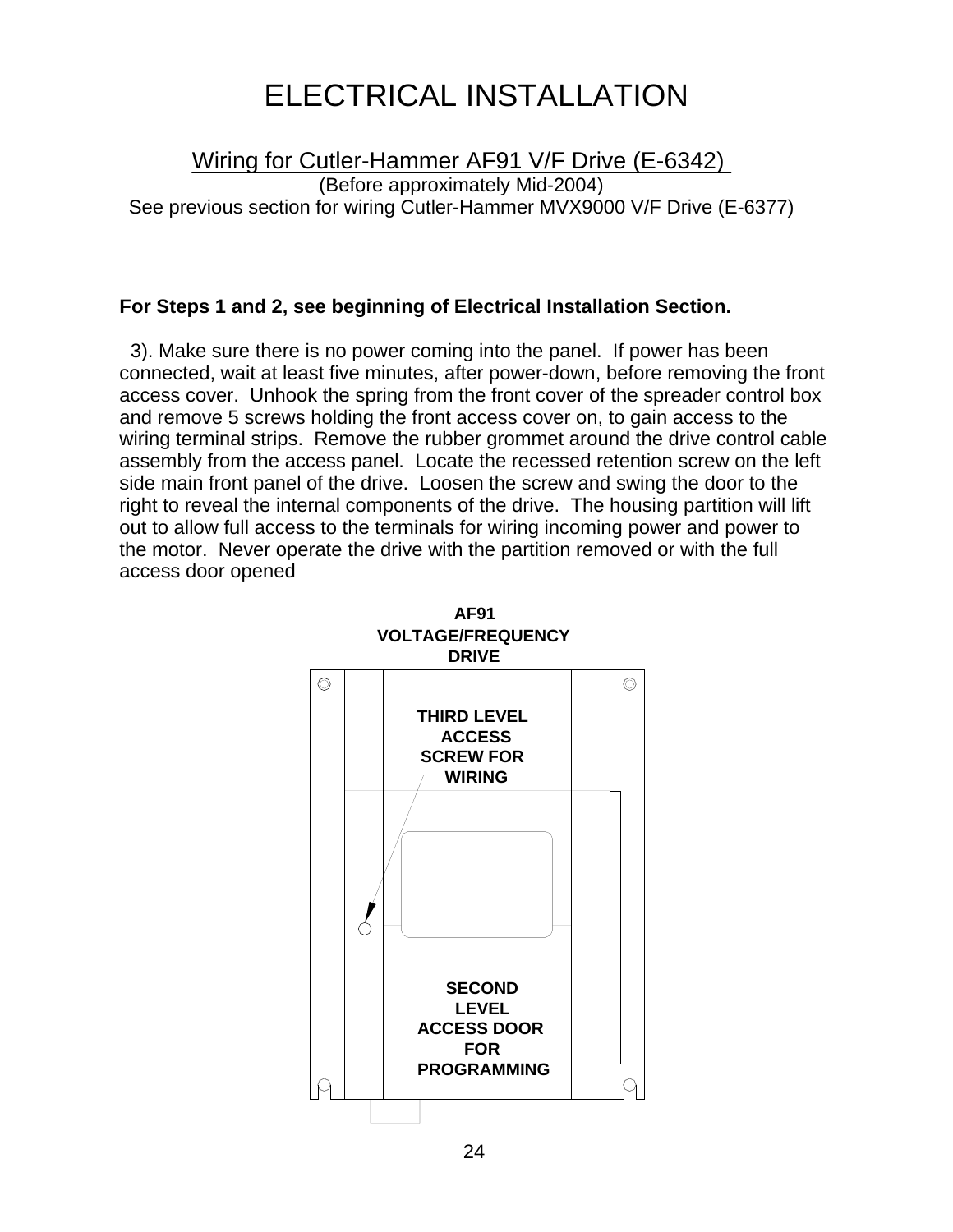# ELECTRICAL INSTALLATION

## Wiring for Cutler-Hammer AF91 V/F Drive (E-6342)

(Before approximately Mid-2004)

See previous section for wiring Cutler-Hammer MVX9000 V/F Drive (E-6377)

**For Steps 1 and 2, see beginning of Electrical Installation Section.**

3). Make sure there is no power coming into the panel. If power has been connected, wait at least five minutes, after power-down, before removing the front access cover. Unhook the spring from the front cover of the spreader control box and remove 5 screws holding the front access cover on, to gain access to the wiring terminal strips. Remove the rubber grommet around the drive control cable assembly from the access panel. Locate the recessed retention screw on the left side main front panel of the drive. Loosen the screw and swing the door to the right to reveal the internal components of the drive. The housing partition will lift out to allow full access to the terminals for wiring incoming power and power to the motor. Never operate the drive with the partition removed or with the full access door opened

**AF91 VOLTAGE/FREQUENCY DRIVE**

**THIRD LEVEL ACCESS SCREW FOR WIRING**

**SECOND LEVEL ACCESS DOOR FOR PROGRAMMING**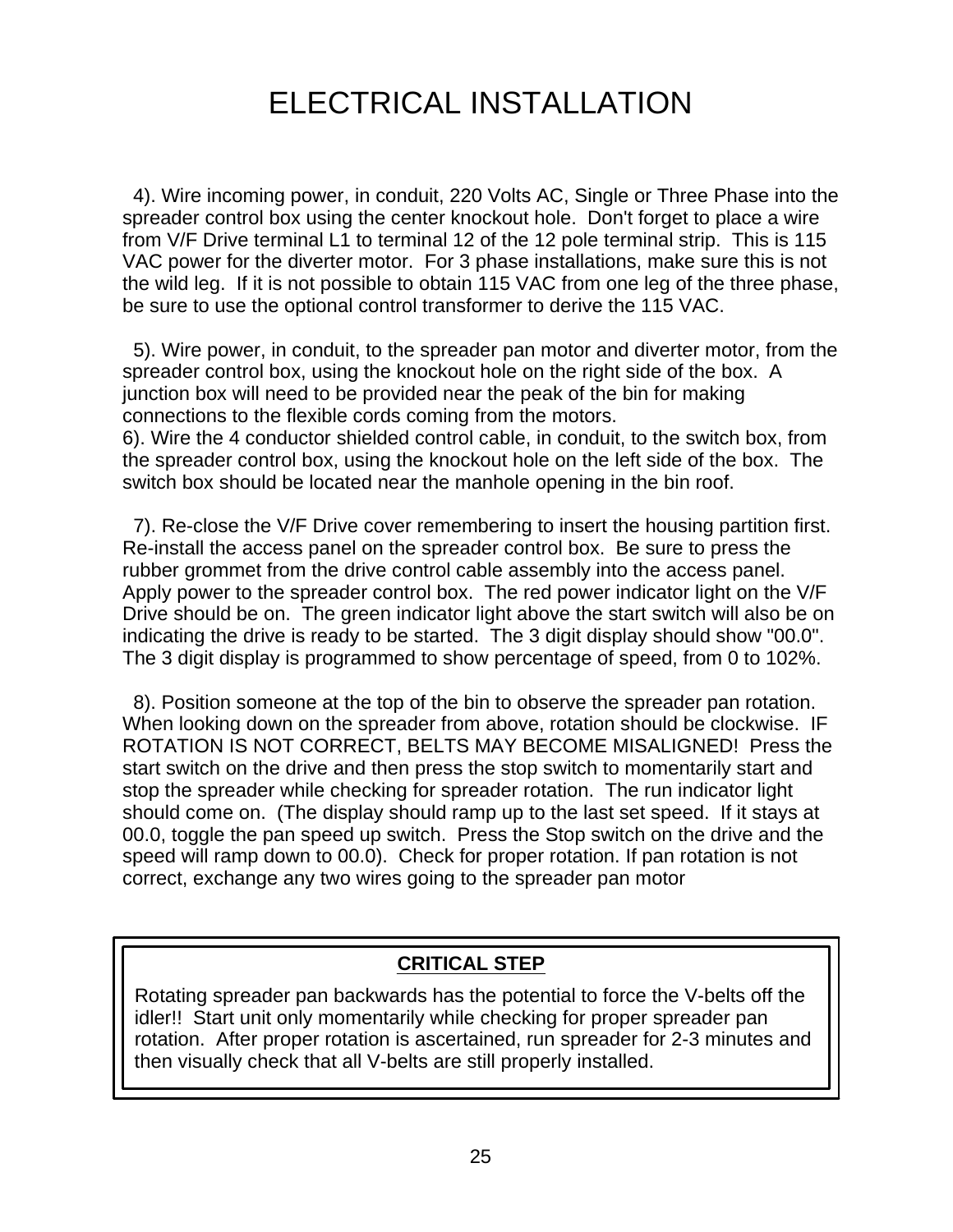# ELECTRICAL INSTALLATION

4). Wire incoming power, in conduit, 220 Volts AC, Single or Three Phase into the spreader control box using the center knockout hole. Don't forget to place a wire from V/F Drive terminal L1 to terminal 12 of the 12 pole terminal strip. This is 115 VAC power for the diverter motor. For 3 phase installations, make sure this is not the wild leg. If it is not possible to obtain 115 VAC from one leg of the three phase, be sure to use the optional control transformer to derive the 115 VAC.

5). Wire power, in conduit, to the spreader pan motor and diverter motor, from the spreader control box, using the knockout hole on the right side of the box. A junction box will need to be provided near the peak of the bin for making connections to the flexible cords coming from the motors.

6). Wire the 4 conductor shielded control cable, in conduit, to the switch box, from the spreader control box, using the knockout hole on the left side of the box. The switch box should be located near the manhole opening in the bin roof.

7). Re-close the V/F Drive cover remembering to insert the housing partition first. Re-install the access panel on the spreader control box. Be sure to press the rubber grommet from the drive control cable assembly into the access panel. Apply power to the spreader control box. The red power indicator light on the V/F Drive should be on. The green indicator light above the start switch will also be on indicating the drive is ready to be started. The 3 digit display should show "00.0". The 3 digit display is programmed to show percentage of speed, from 0 to 102%.

8). Position someone at the top of the bin to observe the spreader pan rotation. When looking down on the spreader from above, rotation should be clockwise. IF ROTATION IS NOT CORRECT, BELTS MAY BECOME MISALIGNED! Press the start switch on the drive and then press the stop switch to momentarily start and stop the spreader while checking for spreader rotation. The run indicator light should come on. (The display should ramp up to the last set speed. If it stays at 00.0, toggle the pan speed up switch. Press the Stop switch on the drive and the speed will ramp down to 00.0). Check for proper rotation. If pan rotation is not correct, exchange any two wires going to the spreader pan motor

**CRITICAL STEP**

Rotating spreader pan backwards has the potential to force the V-belts off the idler!! Start unit only momentarily while checking for proper spreader pan rotation. After proper rotation is ascertained, run spreader for 2-3 minutes and then visually check that all V-belts are still properly installed.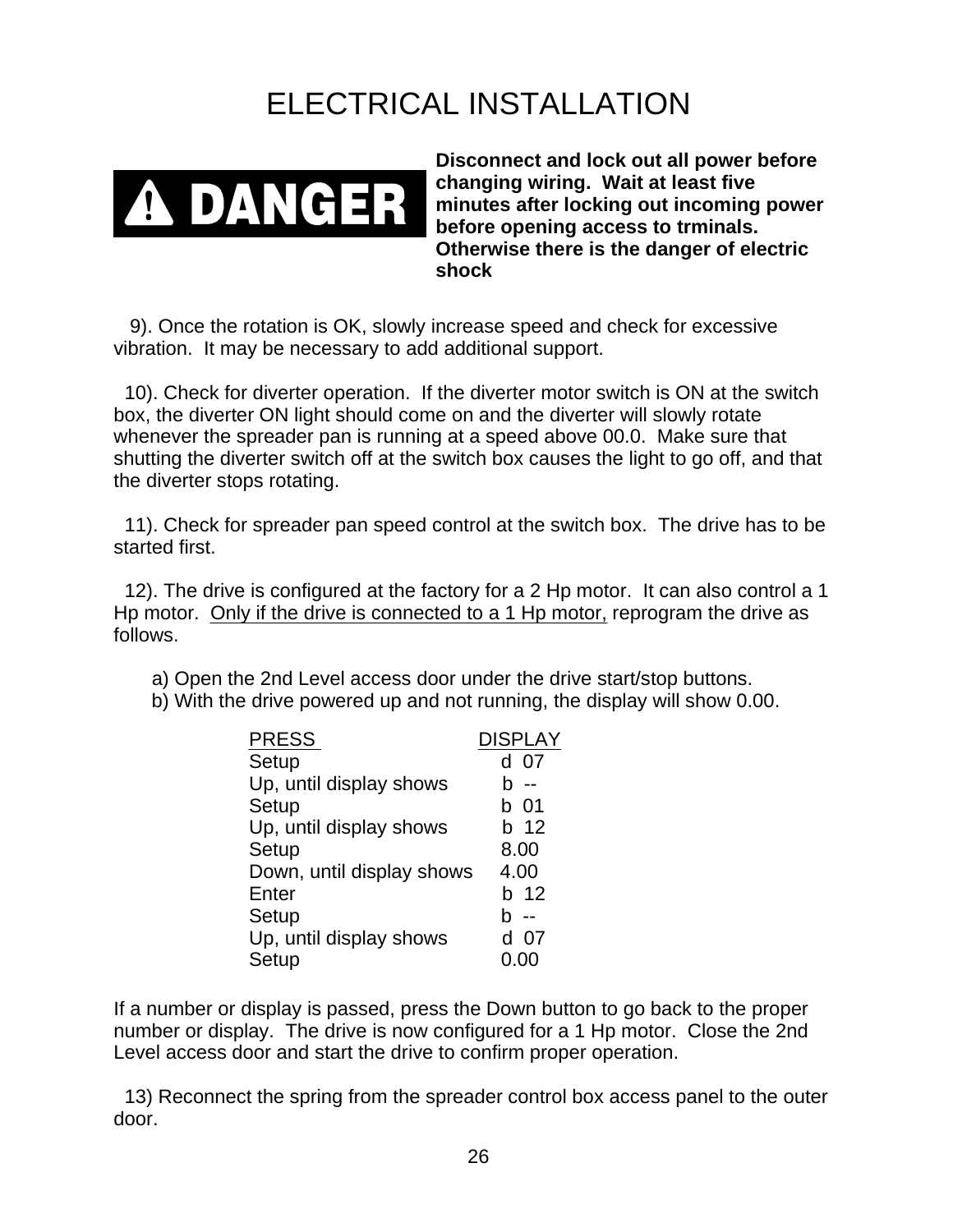# ELECTRICAL INSTALLATION

⚠ DANGER

**Disconnect and lock out all power before changing wiring. Wait at least five minutes after locking out incoming power before opening access to trminals. Otherwise there is the danger of electric shock**

9). Once the rotation is OK, slowly increase speed and check for excessive vibration. It may be necessary to add additional support.

10). Check for diverter operation. If the diverter motor switch is ON at the switch box, the diverter ON light should come on and the diverter will slowly rotate whenever the spreader pan is running at a speed above 00.0. Make sure that shutting the diverter switch off at the switch box causes the light to go off, and that the diverter stops rotating.

11). Check for spreader pan speed control at the switch box. The drive has to be started first.

12). The drive is configured at the factory for a 2 Hp motor. It can also control a 1 Hp motor. <u>Only if the drive is connected to a 1 Hp motor,</u> reprogram the drive as follows.

a) Open the 2nd Level access door under the drive start/stop buttons.
b) With the drive powered up and not running, the display will show 0.00.

| PRESS | DISPLAY |
|---|---|
| Setup | d 07 |
| Up, until display shows | b -- |
| Setup | b 01 |
| Up, until display shows | b 12 |
| Setup | 8.00 |
| Down, until display shows | 4.00 |
| Enter | b 12 |
| Setup | b -- |
| Up, until display shows | d 07 |
| Setup | 0.00 |

If a number or display is passed, press the Down button to go back to the proper number or display. The drive is now configured for a 1 Hp motor. Close the 2nd Level access door and start the drive to confirm proper operation.

13) Reconnect the spring from the spreader control box access panel to the outer door.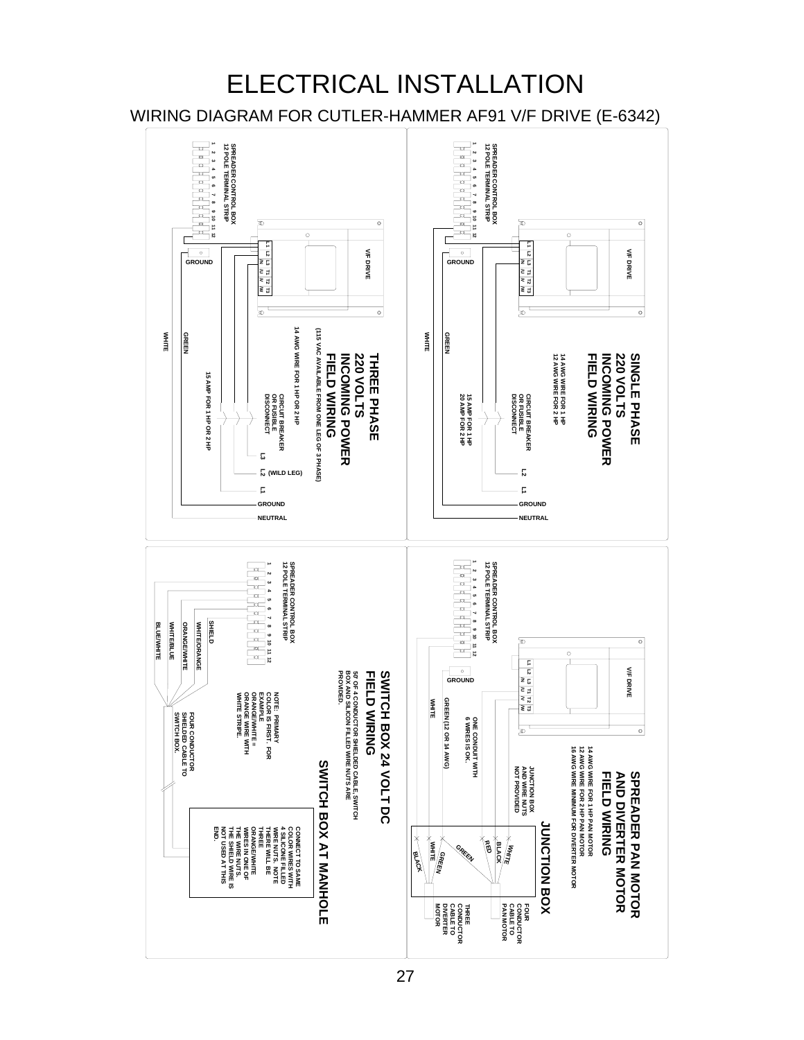# ELECTRICAL INSTALLATION

## WIRING DIAGRAM FOR CUTLER-HAMMER AF91 V/F DRIVE (E-6342)

**SINGLE PHASE 220 VOLTS INCOMING POWER FIELD WIRING**

SPREADER CONTROL BOX 12 POLE TERMINAL STRIP

1 2 3 4 5 6 7 8 9 10 11 12

V/F DRIVE

L1 L2 L3 T1 T2 T3

/N /U /V /W

GROUND

14 AWG WIRE FOR 1 HP
12 AWG WIRE FOR 2 HP

CIRCUIT BREAKER OR FUSIBLE DISCONNECT

15 AMP FOR 1 HP
20 AMP FOR 2 HP

WHITE

GREEN

L2

L1

GROUND

NEUTRAL

**THREE PHASE 220 VOLTS INCOMING POWER FIELD WIRING**

(115 VAC AVAILABLE FROM ONE LEG OF 3 PHASE)

SPREADER CONTROL BOX 12 POLE TERMINAL STRIP

1 2 3 4 5 6 7 8 9 10 11 12

V/F DRIVE

L1 L2 L3 T1 T2 T3

/N /U /V /W

GROUND

14 AWG WIRE FOR 1 HP OR 2 HP

CIRCUIT BREAKER OR FUSIBLE DISCONNECT

15 AMP FOR 1 HP OR 2 HP

WHITE

GREEN

L3

L2 (WILD LEG)

L1

GROUND

NEUTRAL

**SPREADER PAN MOTOR AND DIVERTER MOTOR FIELD WIRING**

14 AWG WIRE FOR 1 HP PAN MOTOR
12 AWG WIRE FOR 2 HP PAN MOTOR
16 AWG WIRE MINIMUM FOR DIVERTER MOTOR

SPREADER CONTROL BOX 12 POLE TERMINAL STRIP

1 2 3 4 5 6 7 8 9 10 11 12

V/F DRIVE

L1 L2 L3 T1 T2 T3

/N /U /V /W

GROUND

ONE CONDUIT WITH 6 WIRES IS OK.

GREEN (12 OR 14 AWG)

WHITE

JUNCTION BOX AND WIRE NUTS NOT PROVIDED

**JUNCTION BOX**

WHITE

BLACK

RED

GREEN

GREEN

WHITE

BLACK

FOUR CONDUCTOR CABLE TO PAN MOTOR

THREE CONDUCTOR CABLE TO DIVERTER MOTOR

**SWITCH BOX 24 VOLT DC FIELD WIRING**

50' OF 4 CONDUCTOR SHIELDED CABLE, SWITCH BOX AND SILICON FILLED WIRE NUTS ARE PROVIDED.

SPREADER CONTROL BOX 12 POLE TERMINAL STRIP

1 2 3 4 5 6 7 8 9 10 11 12

SHIELD

WHITE/ORANGE

ORANGE/WHITE

WHITE/BLUE

BLUE/WHITE

NOTE: PRIMARY COLOR IS FIRST. FOR EXAMPLE ORANGE/WHITE = ORANGE WIRE WITH WHITE STRIPE.

FOUR CONDUCTOR SHIELDED CABLE TO SWITCH BOX.

**SWITCH BOX AT MANHOLE**

CONNECT TO SAME COLOR WIRES WITH 4 SILICONE FILLED WIRE NUTS. NOTE THERE WILL BE THREE ORANGE/WHITE WIRES IN ONE OF THE WIRE NUTS. THE SHIELD WIRE IS NOT USED AT THIS END.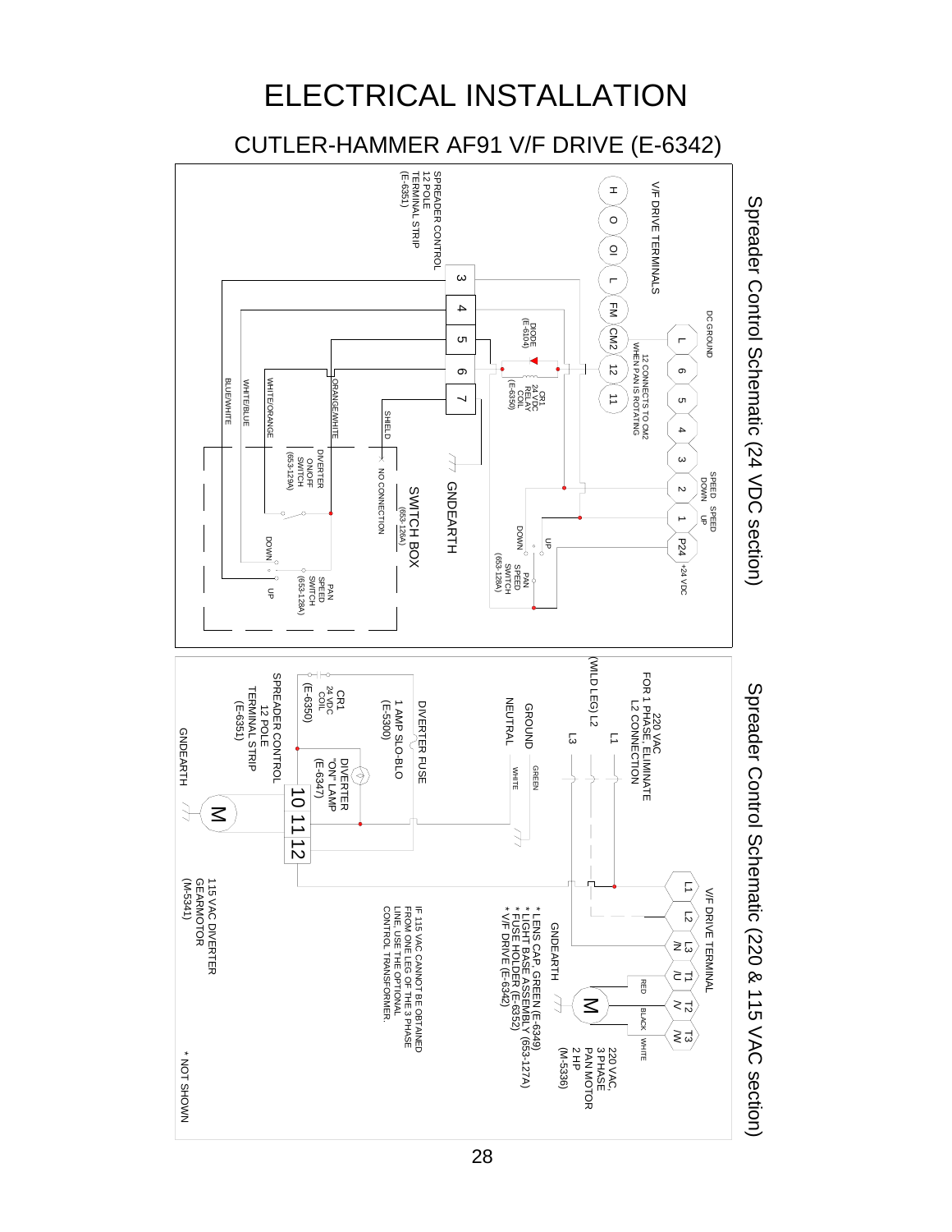# ELECTRICAL INSTALLATION

## CUTLER-HAMMER AF91 V/F DRIVE (E-6342)

### Spreader Control Schematic (24 VDC section)

V/F DRIVE TERMINALS

H O OI L FM CM2 12 11

DC GROUND

L 6 5 4 3 2 1 P24

12 CONNECTS TO CM2 WHEN PAN IS ROTATING

SPEED DOWN

SPEED UP

+24 VDC

DIODE (E-6104)

CR1 24 VDC RELAY COIL (E-6350)

SPREADER CONTROL 12 POLE TERMINAL STRIP (E-6351)

3 4 5 6 7

GNDEARTH

SHIELD

NO CONNECTION

SWITCH BOX (653-126A)

ORANGE/WHITE

WHITE/ORANGE

WHITE/BLUE

BLUE/WHITE

DIVERTER ON/OFF SWITCH (653-129A)

DOWN

UP

PAN SPEED SWITCH (653-128A)

### Spreader Control Schematic (220 & 115 VAC section)

220 VAC FOR 1 PHASE, ELIMINATE L2 CONNECTION

(WILD LEG) L2

L1

L3

GROUND

NEUTRAL

GREEN

WHITE

V/F DRIVE TERMINAL

L1 L2 L3 /N T1 /U T2 /V T3 /W

RED BLACK WHITE

GNDEARTH

220 VAC, 3 PHASE PAN MOTOR 2 HP (M-5336)

DIVERTER FUSE

1 AMP SLO-BLO (E-5300)

CR1 24 VDC COIL (E-6350)

DIVERTER "ON" LAMP (E-6347)

SPREADER CONTROL 12 POLE TERMINAL STRIP (E-6351)

10 11 12

GNDEARTH

115 VAC DIVERTER GEARMOTOR (M-5341)

\* LENS CAP, GREEN (E-6349)
\* LIGHT BASE ASSEMBLY (653-127A)
\* FUSE HOLDER (E-6352)
\* V/F DRIVE (E-6342)

IF 115 VAC CANNOT BE OBTAINED FROM ONE LEG OF THE 3 PHASE LINE, USE THE OPTIONAL CONTROL TRANSFORMER.

\* NOT SHOWN